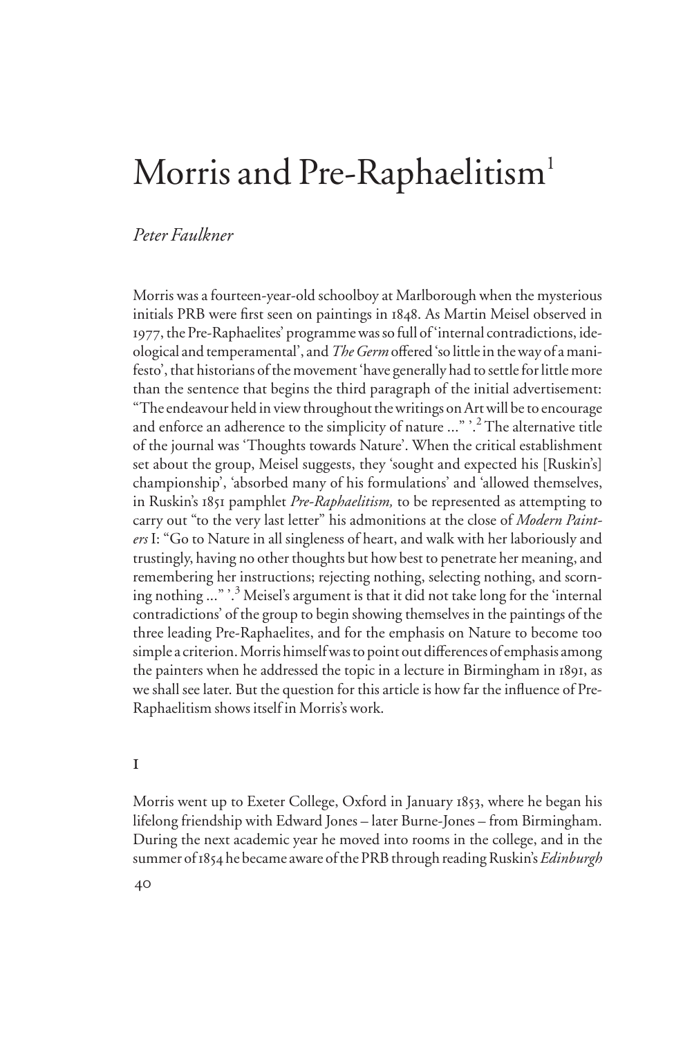# Morris and Pre-Raphaelitism[1]

*Peter Faulkner*

Morris was a fourteen-year-old schoolboy at Marlborough when the mysterious initials PRB were first seen on paintings in 1848. As Martin Meisel observed in 1977, the Pre-Raphaelites' programme was so full of 'internal contradictions, ideological and temperamental', and *The Germ* offered 'so little in the way of a manifesto', that historians of the movement 'have generally had to settle for little more than the sentence that begins the third paragraph of the initial advertisement: "The endeavour held in view throughout the writings on Art will be to encourage and enforce an adherence to the simplicity of nature ..." '.[2] The alternative title of the journal was 'Thoughts towards Nature'. When the critical establishment set about the group, Meisel suggests, they 'sought and expected his [Ruskin's] championship', 'absorbed many of his formulations' and 'allowed themselves, in Ruskin's 1851 pamphlet *Pre-Raphaelitism,* to be represented as attempting to carry out "to the very last letter" his admonitions at the close of *Modern Painters* I: "Go to Nature in all singleness of heart, and walk with her laboriously and trustingly, having no other thoughts but how best to penetrate her meaning, and remembering her instructions; rejecting nothing, selecting nothing, and scorning nothing ..." '.[3] Meisel's argument is that it did not take long for the 'internal contradictions' of the group to begin showing themselves in the paintings of the three leading Pre-Raphaelites, and for the emphasis on Nature to become too simple a criterion. Morris himself was to point out differences of emphasis among the painters when he addressed the topic in a lecture in Birmingham in 1891, as we shall see later. But the question for this article is how far the influence of Pre-Raphaelitism shows itself in Morris's work.

## I

Morris went up to Exeter College, Oxford in January 1853, where he began his lifelong friendship with Edward Jones – later Burne-Jones – from Birmingham. During the next academic year he moved into rooms in the college, and in the summer of 1854 he became aware of the PRB through reading Ruskin's *Edinburgh*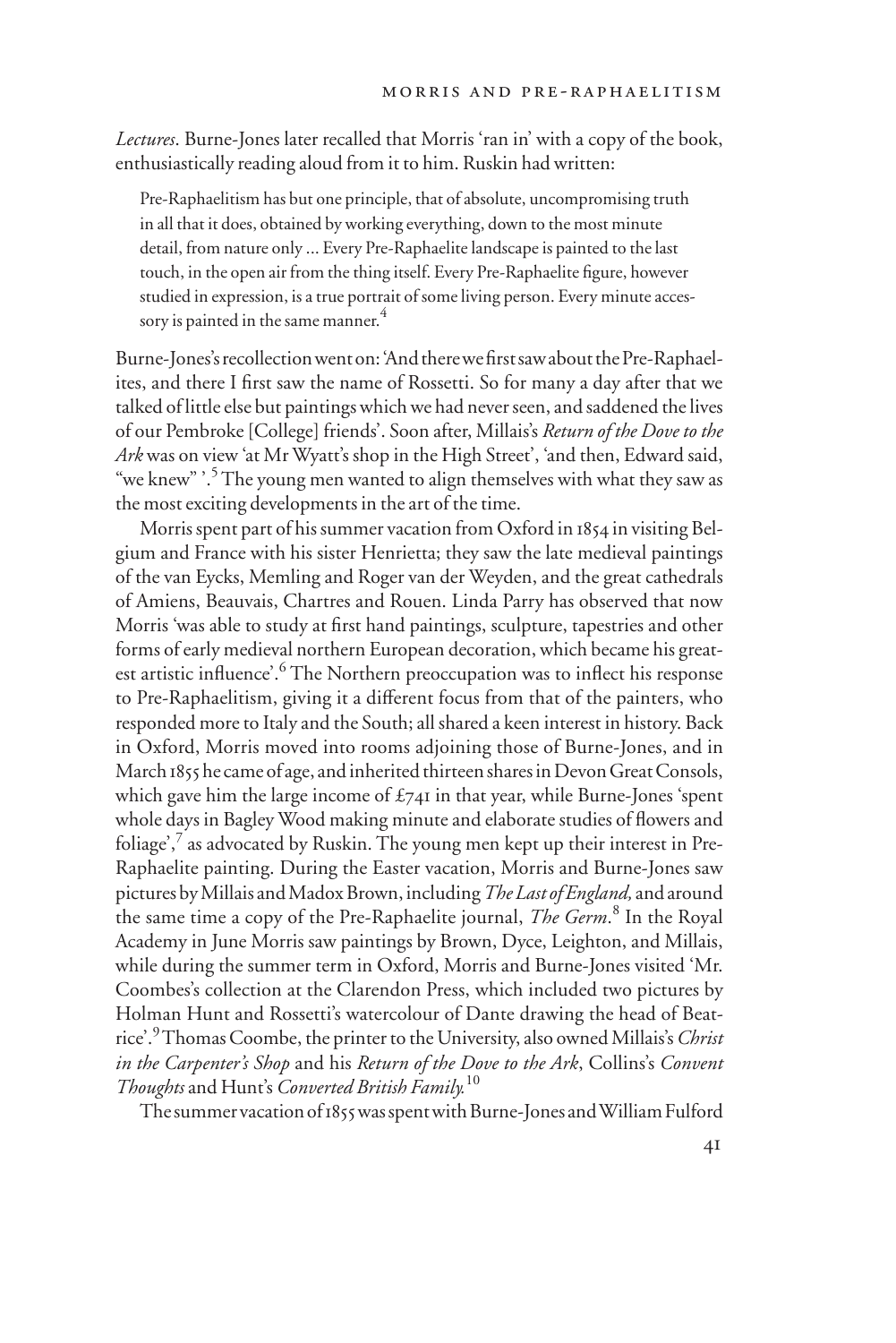*Lectures*. Burne-Jones later recalled that Morris 'ran in' with a copy of the book, enthusiastically reading aloud from it to him. Ruskin had written:

> Pre-Raphaelitism has but one principle, that of absolute, uncompromising truth in all that it does, obtained by working everything, down to the most minute detail, from nature only ... Every Pre-Raphaelite landscape is painted to the last touch, in the open air from the thing itself. Every Pre-Raphaelite figure, however studied in expression, is a true portrait of some living person. Every minute accessory is painted in the same manner.[4]

Burne-Jones's recollection went on: 'And there we first saw about the Pre-Raphaelites, and there I first saw the name of Rossetti. So for many a day after that we talked of little else but paintings which we had never seen, and saddened the lives of our Pembroke [College] friends'. Soon after, Millais's *Return of the Dove to the Ark* was on view 'at Mr Wyatt's shop in the High Street', 'and then, Edward said, "we knew" '.[5] The young men wanted to align themselves with what they saw as the most exciting developments in the art of the time.

Morris spent part of his summer vacation from Oxford in 1854 in visiting Belgium and France with his sister Henrietta; they saw the late medieval paintings of the van Eycks, Memling and Roger van der Weyden, and the great cathedrals of Amiens, Beauvais, Chartres and Rouen. Linda Parry has observed that now Morris 'was able to study at first hand paintings, sculpture, tapestries and other forms of early medieval northern European decoration, which became his greatest artistic influence'.[6] The Northern preoccupation was to inflect his response to Pre-Raphaelitism, giving it a different focus from that of the painters, who responded more to Italy and the South; all shared a keen interest in history. Back in Oxford, Morris moved into rooms adjoining those of Burne-Jones, and in March 1855 he came of age, and inherited thirteen shares in Devon Great Consols, which gave him the large income of £741 in that year, while Burne-Jones 'spent whole days in Bagley Wood making minute and elaborate studies of flowers and foliage',[7] as advocated by Ruskin. The young men kept up their interest in Pre-Raphaelite painting. During the Easter vacation, Morris and Burne-Jones saw pictures by Millais and Madox Brown, including *The Last of England,* and around the same time a copy of the Pre-Raphaelite journal, *The Germ*.[8] In the Royal Academy in June Morris saw paintings by Brown, Dyce, Leighton, and Millais, while during the summer term in Oxford, Morris and Burne-Jones visited 'Mr. Coombes's collection at the Clarendon Press, which included two pictures by Holman Hunt and Rossetti's watercolour of Dante drawing the head of Beatrice'.[9] Thomas Coombe, the printer to the University, also owned Millais's *Christ in the Carpenter's Shop* and his *Return of the Dove to the Ark*, Collins's *Convent Thoughts* and Hunt's *Converted British Family.*[10]

The summer vacation of 1855 was spent with Burne-Jones and William Fulford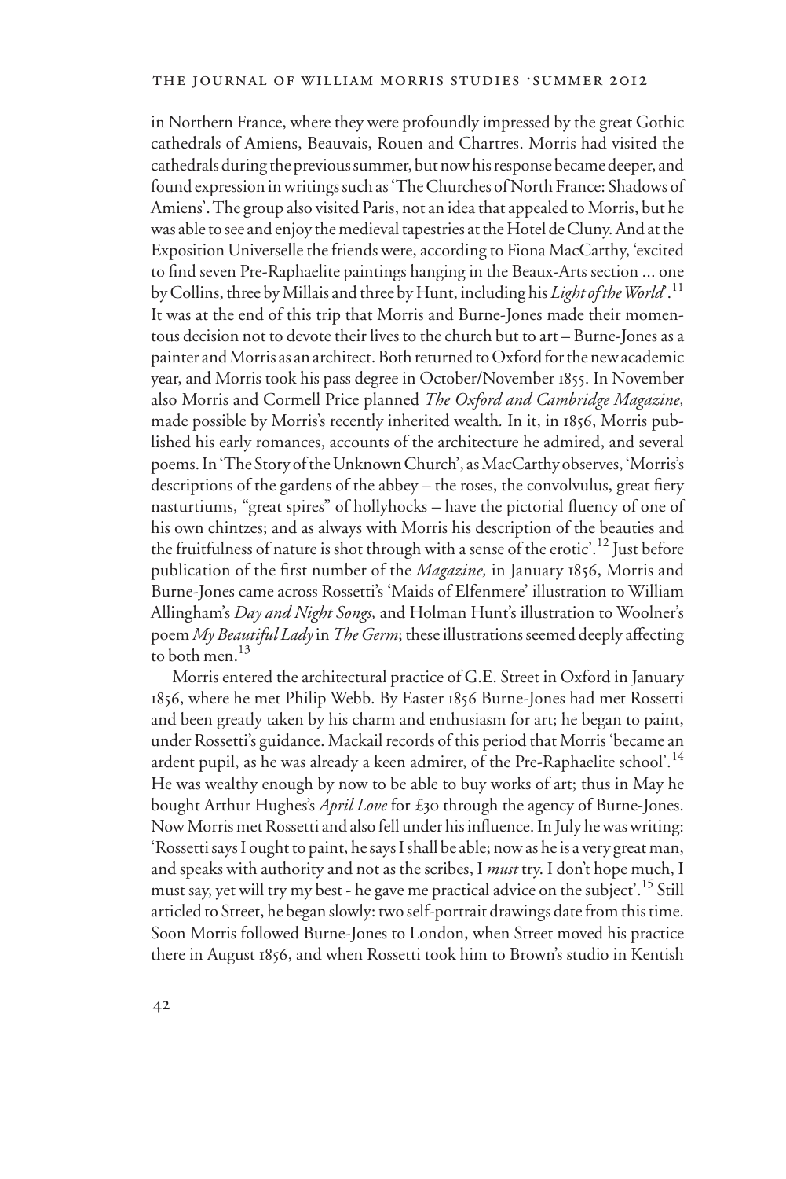in Northern France, where they were profoundly impressed by the great Gothic cathedrals of Amiens, Beauvais, Rouen and Chartres. Morris had visited the cathedrals during the previous summer, but now his response became deeper, and found expression in writings such as 'The Churches of North France: Shadows of Amiens'. The group also visited Paris, not an idea that appealed to Morris, but he was able to see and enjoy the medieval tapestries at the Hotel de Cluny. And at the Exposition Universelle the friends were, according to Fiona MacCarthy, 'excited to find seven Pre-Raphaelite paintings hanging in the Beaux-Arts section ... one by Collins, three by Millais and three by Hunt, including his *Light of the World*'.[11] It was at the end of this trip that Morris and Burne-Jones made their momentous decision not to devote their lives to the church but to art – Burne-Jones as a painter and Morris as an architect. Both returned to Oxford for the new academic year, and Morris took his pass degree in October/November 1855. In November also Morris and Cormell Price planned *The Oxford and Cambridge Magazine,* made possible by Morris's recently inherited wealth. In it, in 1856, Morris published his early romances, accounts of the architecture he admired, and several poems. In 'The Story of the Unknown Church', as MacCarthy observes, 'Morris's descriptions of the gardens of the abbey – the roses, the convolvulus, great fiery nasturtiums, "great spires" of hollyhocks – have the pictorial fluency of one of his own chintzes; and as always with Morris his description of the beauties and the fruitfulness of nature is shot through with a sense of the erotic'.[12] Just before publication of the first number of the *Magazine,* in January 1856, Morris and Burne-Jones came across Rossetti's 'Maids of Elfenmere' illustration to William Allingham's *Day and Night Songs,* and Holman Hunt's illustration to Woolner's poem *My Beautiful Lady* in *The Germ*; these illustrations seemed deeply affecting to both men.[13]

Morris entered the architectural practice of G.E. Street in Oxford in January 1856, where he met Philip Webb. By Easter 1856 Burne-Jones had met Rossetti and been greatly taken by his charm and enthusiasm for art; he began to paint, under Rossetti's guidance. Mackail records of this period that Morris 'became an ardent pupil, as he was already a keen admirer, of the Pre-Raphaelite school'.[14] He was wealthy enough by now to be able to buy works of art; thus in May he bought Arthur Hughes's *April Love* for £30 through the agency of Burne-Jones. Now Morris met Rossetti and also fell under his influence. In July he was writing: 'Rossetti says I ought to paint, he says I shall be able; now as he is a very great man, and speaks with authority and not as the scribes, I *must* try. I don't hope much, I must say, yet will try my best - he gave me practical advice on the subject'.[15] Still articled to Street, he began slowly: two self-portrait drawings date from this time. Soon Morris followed Burne-Jones to London, when Street moved his practice there in August 1856, and when Rossetti took him to Brown's studio in Kentish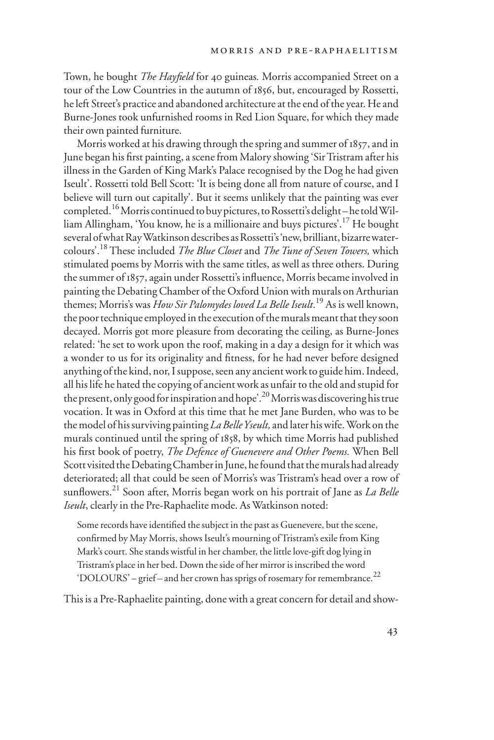Town, he bought *The Hayfield* for 40 guineas. Morris accompanied Street on a tour of the Low Countries in the autumn of 1856, but, encouraged by Rossetti, he left Street's practice and abandoned architecture at the end of the year. He and Burne-Jones took unfurnished rooms in Red Lion Square, for which they made their own painted furniture.

Morris worked at his drawing through the spring and summer of 1857, and in June began his first painting, a scene from Malory showing 'Sir Tristram after his illness in the Garden of King Mark's Palace recognised by the Dog he had given Iseult'. Rossetti told Bell Scott: 'It is being done all from nature of course, and I believe will turn out capitally'. But it seems unlikely that the painting was ever completed.[16] Morris continued to buy pictures, to Rossetti's delight – he told William Allingham, 'You know, he is a millionaire and buys pictures'.[17] He bought several of what Ray Watkinson describes as Rossetti's 'new, brilliant, bizarre watercolours'.[18] These included *The Blue Closet* and *The Tune of Seven Towers,* which stimulated poems by Morris with the same titles, as well as three others. During the summer of 1857, again under Rossetti's influence, Morris became involved in painting the Debating Chamber of the Oxford Union with murals on Arthurian themes; Morris's was *How Sir Palomydes loved La Belle Iseult*.[19] As is well known, the poor technique employed in the execution of the murals meant that they soon decayed. Morris got more pleasure from decorating the ceiling, as Burne-Jones related: 'he set to work upon the roof, making in a day a design for it which was a wonder to us for its originality and fitness, for he had never before designed anything of the kind, nor, I suppose, seen any ancient work to guide him. Indeed, all his life he hated the copying of ancient work as unfair to the old and stupid for the present, only good for inspiration and hope'.[20] Morris was discovering his true vocation. It was in Oxford at this time that he met Jane Burden, who was to be the model of his surviving painting *La Belle Yseult,* and later his wife. Work on the murals continued until the spring of 1858, by which time Morris had published his first book of poetry, *The Defence of Guenevere and Other Poems.* When Bell Scott visited the Debating Chamber in June, he found that the murals had already deteriorated; all that could be seen of Morris's was Tristram's head over a row of sunflowers.[21] Soon after, Morris began work on his portrait of Jane as *La Belle Iseult*, clearly in the Pre-Raphaelite mode. As Watkinson noted:

> Some records have identified the subject in the past as Guenevere, but the scene, confirmed by May Morris, shows Iseult's mourning of Tristram's exile from King Mark's court. She stands wistful in her chamber, the little love-gift dog lying in Tristram's place in her bed. Down the side of her mirror is inscribed the word 'DOLOURS' – grief – and her crown has sprigs of rosemary for remembrance.[22]

This is a Pre-Raphaelite painting, done with a great concern for detail and show-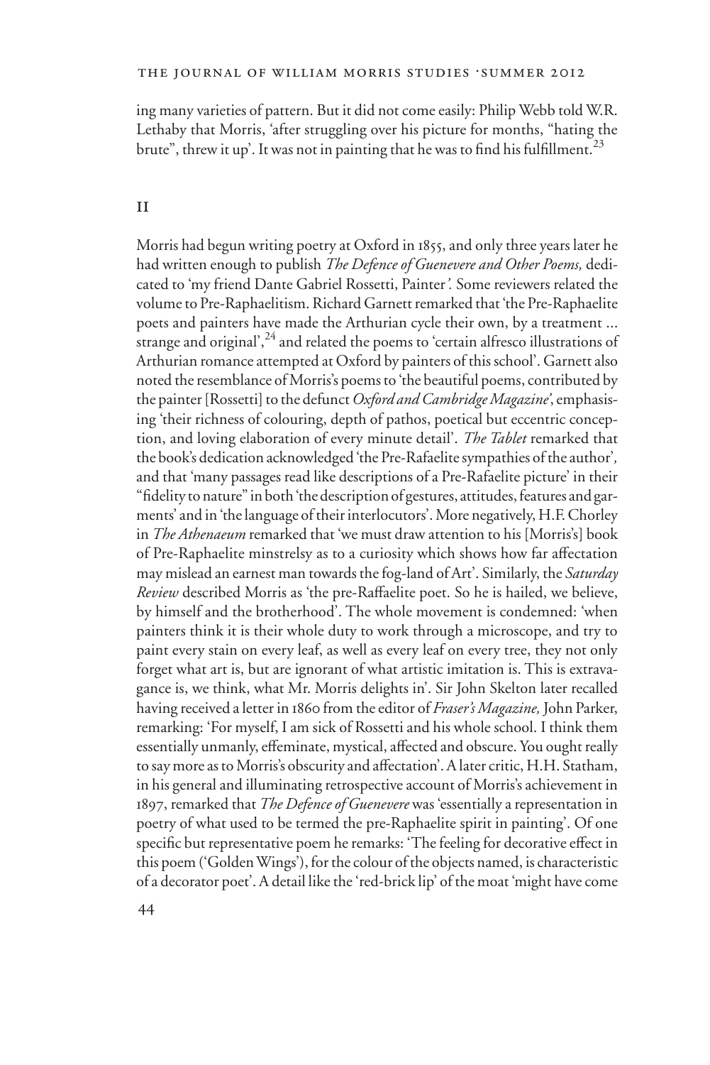ing many varieties of pattern. But it did not come easily: Philip Webb told W.R. Lethaby that Morris, 'after struggling over his picture for months, "hating the brute", threw it up'. It was not in painting that he was to find his fulfillment.[23]

## II

Morris had begun writing poetry at Oxford in 1855, and only three years later he had written enough to publish *The Defence of Guenevere and Other Poems,* dedicated to 'my friend Dante Gabriel Rossetti, Painter'. Some reviewers related the volume to Pre-Raphaelitism. Richard Garnett remarked that 'the Pre-Raphaelite poets and painters have made the Arthurian cycle their own, by a treatment ... strange and original',[24] and related the poems to 'certain alfresco illustrations of Arthurian romance attempted at Oxford by painters of this school'. Garnett also noted the resemblance of Morris's poems to 'the beautiful poems, contributed by the painter [Rossetti] to the defunct *Oxford and Cambridge Magazine*', emphasising 'their richness of colouring, depth of pathos, poetical but eccentric conception, and loving elaboration of every minute detail'. *The Tablet* remarked that the book's dedication acknowledged 'the Pre-Rafaelite sympathies of the author', and that 'many passages read like descriptions of a Pre-Rafaelite picture' in their "fidelity to nature" in both 'the description of gestures, attitudes, features and garments' and in 'the language of their interlocutors'. More negatively, H.F. Chorley in *The Athenaeum* remarked that 'we must draw attention to his [Morris's] book of Pre-Raphaelite minstrelsy as to a curiosity which shows how far affectation may mislead an earnest man towards the fog-land of Art'. Similarly, the *Saturday Review* described Morris as 'the pre-Raffaelite poet. So he is hailed, we believe, by himself and the brotherhood'. The whole movement is condemned: 'when painters think it is their whole duty to work through a microscope, and try to paint every stain on every leaf, as well as every leaf on every tree, they not only forget what art is, but are ignorant of what artistic imitation is. This is extravagance is, we think, what Mr. Morris delights in'. Sir John Skelton later recalled having received a letter in 1860 from the editor of *Fraser's Magazine,* John Parker, remarking: 'For myself, I am sick of Rossetti and his whole school. I think them essentially unmanly, effeminate, mystical, affected and obscure. You ought really to say more as to Morris's obscurity and affectation'. A later critic, H.H. Statham, in his general and illuminating retrospective account of Morris's achievement in 1897, remarked that *The Defence of Guenevere* was 'essentially a representation in poetry of what used to be termed the pre-Raphaelite spirit in painting'. Of one specific but representative poem he remarks: 'The feeling for decorative effect in this poem ('Golden Wings'), for the colour of the objects named, is characteristic of a decorator poet'. A detail like the 'red-brick lip' of the moat 'might have come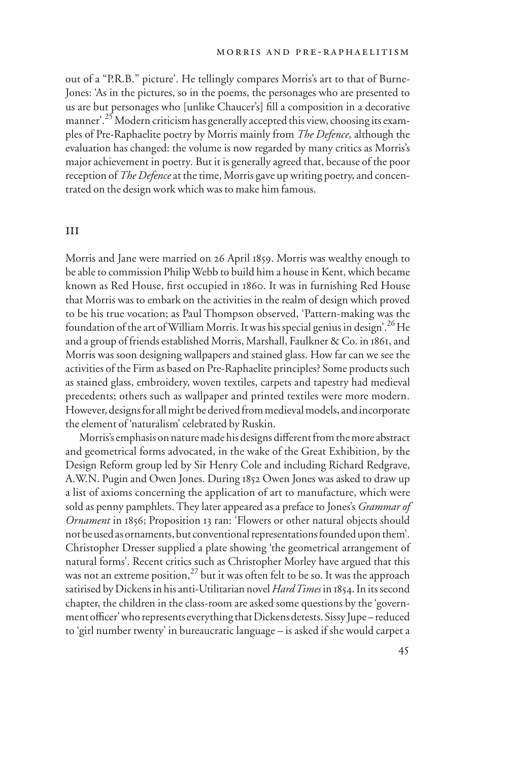out of a "P.R.B." picture'. He tellingly compares Morris's art to that of Burne-Jones: 'As in the pictures, so in the poems, the personages who are presented to us are but personages who [unlike Chaucer's] fill a composition in a decorative manner'.[25] Modern criticism has generally accepted this view, choosing its examples of Pre-Raphaelite poetry by Morris mainly from *The Defence,* although the evaluation has changed: the volume is now regarded by many critics as Morris's major achievement in poetry. But it is generally agreed that, because of the poor reception of *The Defence* at the time, Morris gave up writing poetry, and concentrated on the design work which was to make him famous.

## III

Morris and Jane were married on 26 April 1859. Morris was wealthy enough to be able to commission Philip Webb to build him a house in Kent, which became known as Red House, first occupied in 1860. It was in furnishing Red House that Morris was to embark on the activities in the realm of design which proved to be his true vocation; as Paul Thompson observed, 'Pattern-making was the foundation of the art of William Morris. It was his special genius in design'.[26] He and a group of friends established Morris, Marshall, Faulkner & Co. in 1861, and Morris was soon designing wallpapers and stained glass. How far can we see the activities of the Firm as based on Pre-Raphaelite principles? Some products such as stained glass, embroidery, woven textiles, carpets and tapestry had medieval precedents; others such as wallpaper and printed textiles were more modern. However, designs for all might be derived from medieval models, and incorporate the element of 'naturalism' celebrated by Ruskin.

Morris's emphasis on nature made his designs different from the more abstract and geometrical forms advocated, in the wake of the Great Exhibition, by the Design Reform group led by Sir Henry Cole and including Richard Redgrave, A.W.N. Pugin and Owen Jones. During 1852 Owen Jones was asked to draw up a list of axioms concerning the application of art to manufacture, which were sold as penny pamphlets. They later appeared as a preface to Jones's *Grammar of Ornament* in 1856; Proposition 13 ran: 'Flowers or other natural objects should not be used as ornaments, but conventional representations founded upon them'. Christopher Dresser supplied a plate showing 'the geometrical arrangement of natural forms'. Recent critics such as Christopher Morley have argued that this was not an extreme position,[27] but it was often felt to be so. It was the approach satirised by Dickens in his anti-Utilitarian novel *Hard Times* in 1854. In its second chapter, the children in the class-room are asked some questions by the 'government officer' who represents everything that Dickens detests. Sissy Jupe – reduced to 'girl number twenty' in bureaucratic language – is asked if she would carpet a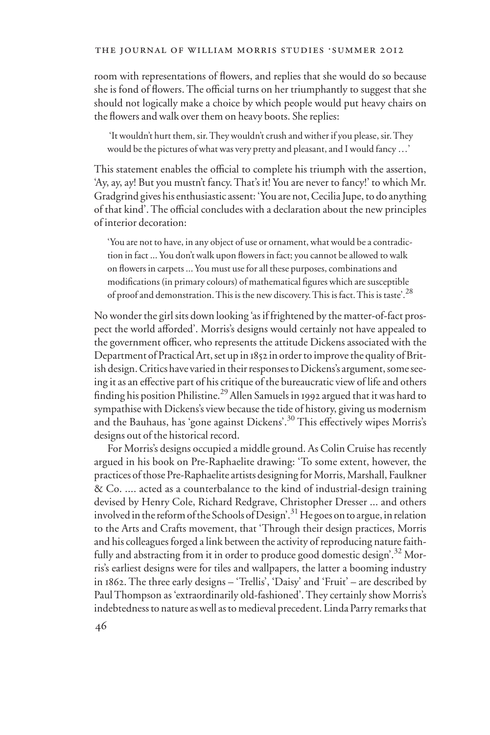room with representations of flowers, and replies that she would do so because she is fond of flowers. The official turns on her triumphantly to suggest that she should not logically make a choice by which people would put heavy chairs on the flowers and walk over them on heavy boots. She replies:

> 'It wouldn't hurt them, sir. They wouldn't crush and wither if you please, sir. They would be the pictures of what was very pretty and pleasant, and I would fancy …'

This statement enables the official to complete his triumph with the assertion, 'Ay, ay, ay! But you mustn't fancy. That's it! You are never to fancy!' to which Mr. Gradgrind gives his enthusiastic assent: 'You are not, Cecilia Jupe, to do anything of that kind'. The official concludes with a declaration about the new principles of interior decoration:

> 'You are not to have, in any object of use or ornament, what would be a contradiction in fact ... You don't walk upon flowers in fact; you cannot be allowed to walk on flowers in carpets ... You must use for all these purposes, combinations and modifications (in primary colours) of mathematical figures which are susceptible of proof and demonstration. This is the new discovery. This is fact. This is taste'.[28]

No wonder the girl sits down looking 'as if frightened by the matter-of-fact prospect the world afforded'. Morris's designs would certainly not have appealed to the government officer, who represents the attitude Dickens associated with the Department of Practical Art, set up in 1852 in order to improve the quality of British design. Critics have varied in their responses to Dickens's argument, some seeing it as an effective part of his critique of the bureaucratic view of life and others finding his position Philistine.[29] Allen Samuels in 1992 argued that it was hard to sympathise with Dickens's view because the tide of history, giving us modernism and the Bauhaus, has 'gone against Dickens'.[30] This effectively wipes Morris's designs out of the historical record.

For Morris's designs occupied a middle ground. As Colin Cruise has recently argued in his book on Pre-Raphaelite drawing: 'To some extent, however, the practices of those Pre-Raphaelite artists designing for Morris, Marshall, Faulkner & Co. .... acted as a counterbalance to the kind of industrial-design training devised by Henry Cole, Richard Redgrave, Christopher Dresser ... and others involved in the reform of the Schools of Design'.[31] He goes on to argue, in relation to the Arts and Crafts movement, that 'Through their design practices, Morris and his colleagues forged a link between the activity of reproducing nature faithfully and abstracting from it in order to produce good domestic design'.[32] Morris's earliest designs were for tiles and wallpapers, the latter a booming industry in 1862. The three early designs – 'Trellis', 'Daisy' and 'Fruit' – are described by Paul Thompson as 'extraordinarily old-fashioned'. They certainly show Morris's indebtedness to nature as well as to medieval precedent. Linda Parry remarks that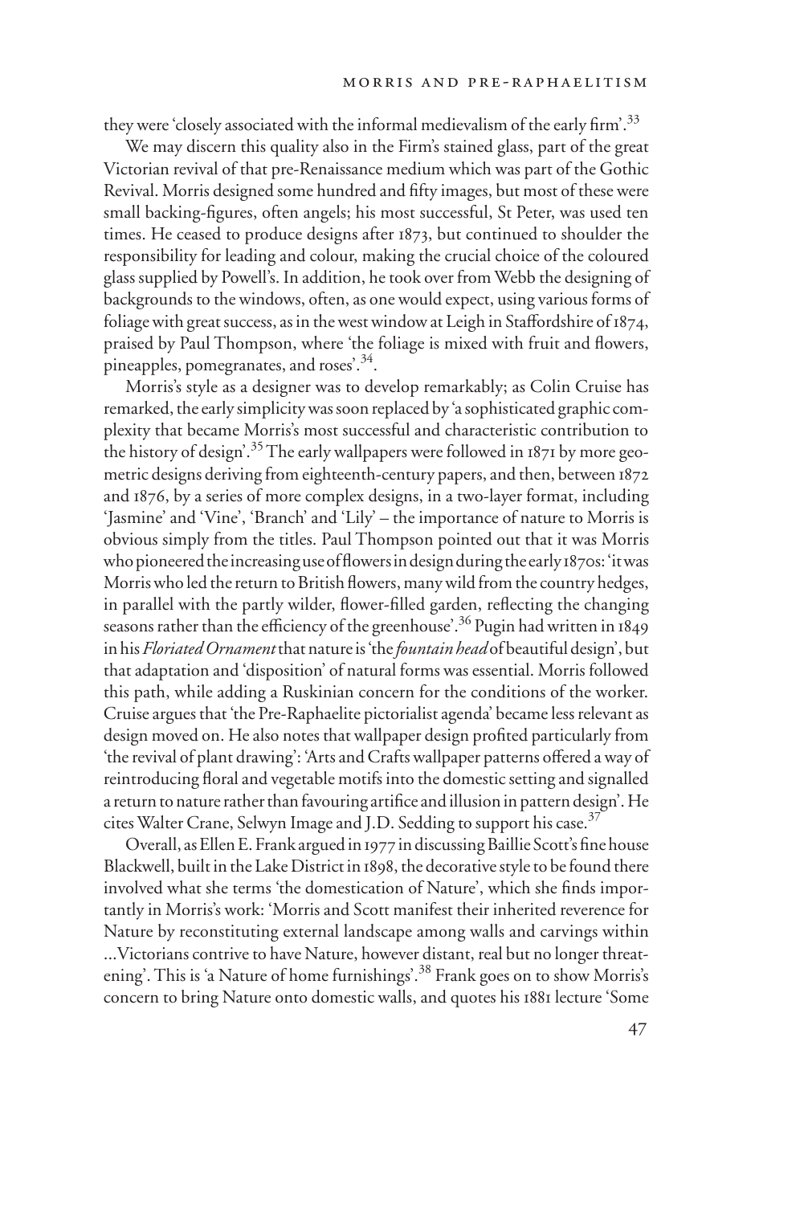they were 'closely associated with the informal medievalism of the early firm'.[33]

We may discern this quality also in the Firm's stained glass, part of the great Victorian revival of that pre-Renaissance medium which was part of the Gothic Revival. Morris designed some hundred and fifty images, but most of these were small backing-figures, often angels; his most successful, St Peter, was used ten times. He ceased to produce designs after 1873, but continued to shoulder the responsibility for leading and colour, making the crucial choice of the coloured glass supplied by Powell's. In addition, he took over from Webb the designing of backgrounds to the windows, often, as one would expect, using various forms of foliage with great success, as in the west window at Leigh in Staffordshire of 1874, praised by Paul Thompson, where 'the foliage is mixed with fruit and flowers, pineapples, pomegranates, and roses'.[34].

Morris's style as a designer was to develop remarkably; as Colin Cruise has remarked, the early simplicity was soon replaced by 'a sophisticated graphic complexity that became Morris's most successful and characteristic contribution to the history of design'.[35] The early wallpapers were followed in 1871 by more geometric designs deriving from eighteenth-century papers, and then, between 1872 and 1876, by a series of more complex designs, in a two-layer format, including 'Jasmine' and 'Vine', 'Branch' and 'Lily' – the importance of nature to Morris is obvious simply from the titles. Paul Thompson pointed out that it was Morris who pioneered the increasing use of flowers in design during the early 1870s: 'it was Morris who led the return to British flowers, many wild from the country hedges, in parallel with the partly wilder, flower-filled garden, reflecting the changing seasons rather than the efficiency of the greenhouse'.[36] Pugin had written in 1849 in his *Floriated Ornament* that nature is 'the *fountain head* of beautiful design', but that adaptation and 'disposition' of natural forms was essential. Morris followed this path, while adding a Ruskinian concern for the conditions of the worker. Cruise argues that 'the Pre-Raphaelite pictorialist agenda' became less relevant as design moved on. He also notes that wallpaper design profited particularly from 'the revival of plant drawing': 'Arts and Crafts wallpaper patterns offered a way of reintroducing floral and vegetable motifs into the domestic setting and signalled a return to nature rather than favouring artifice and illusion in pattern design'. He cites Walter Crane, Selwyn Image and J.D. Sedding to support his case.[37]

Overall, as Ellen E. Frank argued in 1977 in discussing Baillie Scott's fine house Blackwell, built in the Lake District in 1898, the decorative style to be found there involved what she terms 'the domestication of Nature', which she finds importantly in Morris's work: 'Morris and Scott manifest their inherited reverence for Nature by reconstituting external landscape among walls and carvings within ...Victorians contrive to have Nature, however distant, real but no longer threatening'. This is 'a Nature of home furnishings'.[38] Frank goes on to show Morris's concern to bring Nature onto domestic walls, and quotes his 1881 lecture 'Some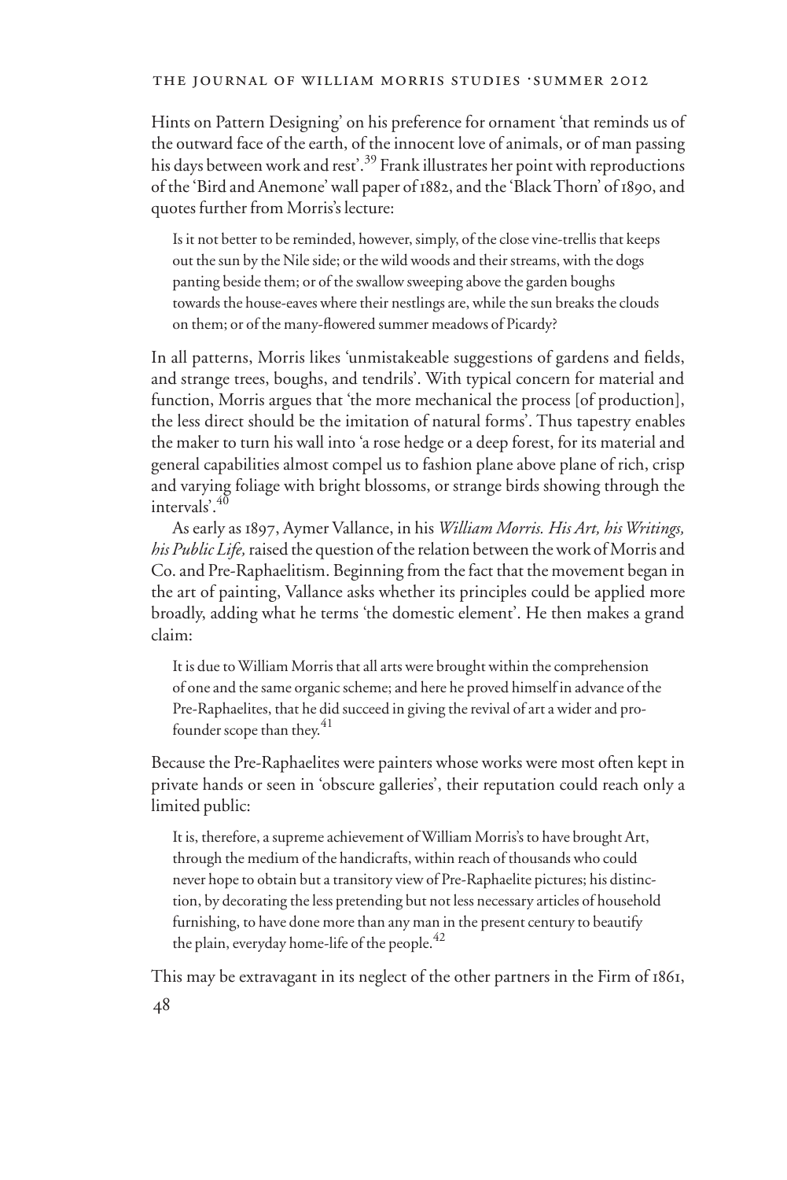Hints on Pattern Designing' on his preference for ornament 'that reminds us of the outward face of the earth, of the innocent love of animals, or of man passing his days between work and rest'.[39] Frank illustrates her point with reproductions of the 'Bird and Anemone' wall paper of 1882, and the 'Black Thorn' of 1890, and quotes further from Morris's lecture:

> Is it not better to be reminded, however, simply, of the close vine-trellis that keeps out the sun by the Nile side; or the wild woods and their streams, with the dogs panting beside them; or of the swallow sweeping above the garden boughs towards the house-eaves where their nestlings are, while the sun breaks the clouds on them; or of the many-flowered summer meadows of Picardy?

In all patterns, Morris likes 'unmistakeable suggestions of gardens and fields, and strange trees, boughs, and tendrils'. With typical concern for material and function, Morris argues that 'the more mechanical the process [of production], the less direct should be the imitation of natural forms'. Thus tapestry enables the maker to turn his wall into 'a rose hedge or a deep forest, for its material and general capabilities almost compel us to fashion plane above plane of rich, crisp and varying foliage with bright blossoms, or strange birds showing through the intervals'.[40]

As early as 1897, Aymer Vallance, in his *William Morris. His Art, his Writings, his Public Life,* raised the question of the relation between the work of Morris and Co. and Pre-Raphaelitism. Beginning from the fact that the movement began in the art of painting, Vallance asks whether its principles could be applied more broadly, adding what he terms 'the domestic element'. He then makes a grand claim:

> It is due to William Morris that all arts were brought within the comprehension of one and the same organic scheme; and here he proved himself in advance of the Pre-Raphaelites, that he did succeed in giving the revival of art a wider and profounder scope than they.[41]

Because the Pre-Raphaelites were painters whose works were most often kept in private hands or seen in 'obscure galleries', their reputation could reach only a limited public:

> It is, therefore, a supreme achievement of William Morris's to have brought Art, through the medium of the handicrafts, within reach of thousands who could never hope to obtain but a transitory view of Pre-Raphaelite pictures; his distinction, by decorating the less pretending but not less necessary articles of household furnishing, to have done more than any man in the present century to beautify the plain, everyday home-life of the people.[42]

This may be extravagant in its neglect of the other partners in the Firm of 1861,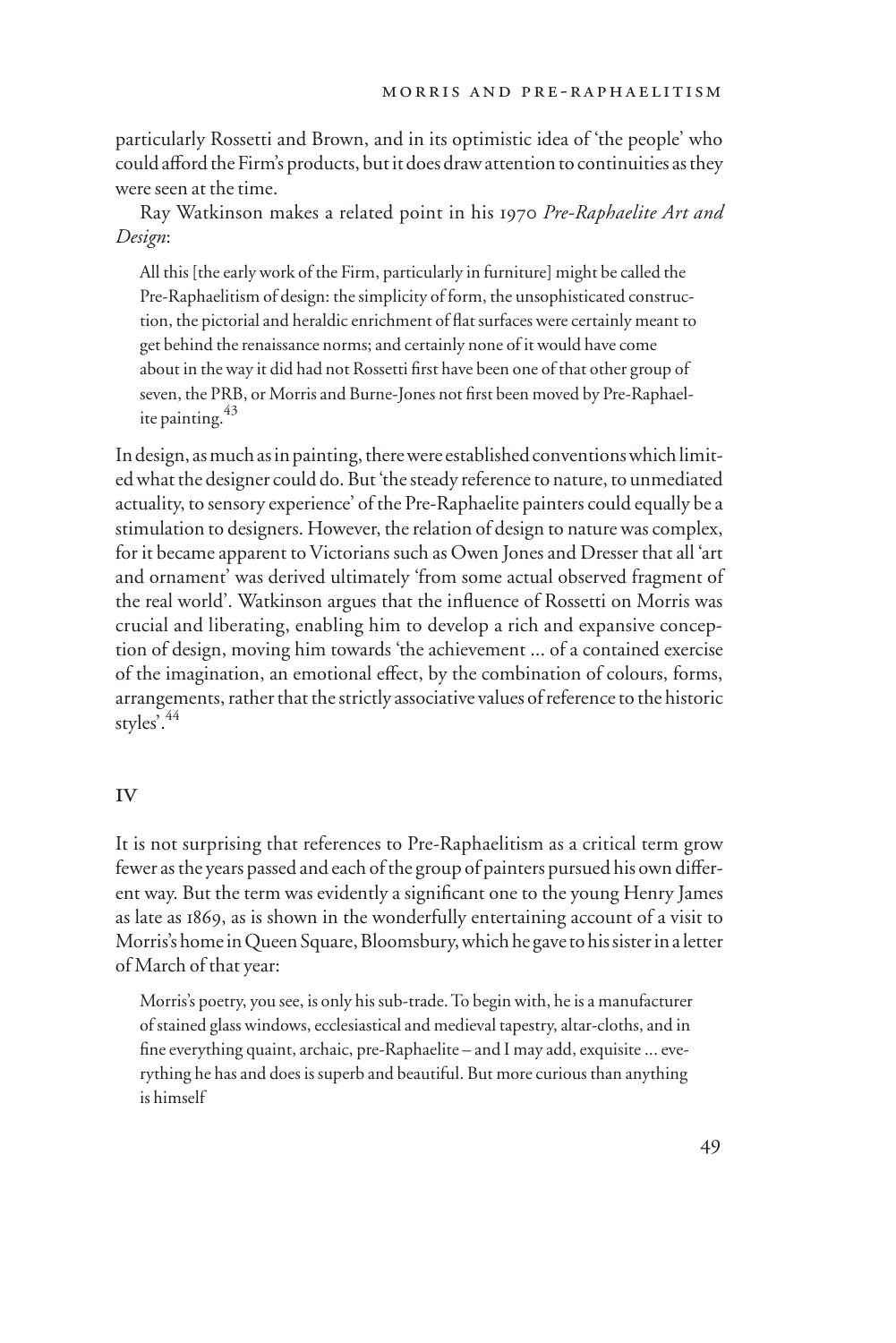particularly Rossetti and Brown, and in its optimistic idea of 'the people' who could afford the Firm's products, but it does draw attention to continuities as they were seen at the time.

Ray Watkinson makes a related point in his 1970 *Pre-Raphaelite Art and Design*:

> All this [the early work of the Firm, particularly in furniture] might be called the Pre-Raphaelitism of design: the simplicity of form, the unsophisticated construction, the pictorial and heraldic enrichment of flat surfaces were certainly meant to get behind the renaissance norms; and certainly none of it would have come about in the way it did had not Rossetti first have been one of that other group of seven, the PRB, or Morris and Burne-Jones not first been moved by Pre-Raphaelite painting.[43]

In design, as much as in painting, there were established conventions which limited what the designer could do. But 'the steady reference to nature, to unmediated actuality, to sensory experience' of the Pre-Raphaelite painters could equally be a stimulation to designers. However, the relation of design to nature was complex, for it became apparent to Victorians such as Owen Jones and Dresser that all 'art and ornament' was derived ultimately 'from some actual observed fragment of the real world'. Watkinson argues that the influence of Rossetti on Morris was crucial and liberating, enabling him to develop a rich and expansive conception of design, moving him towards 'the achievement ... of a contained exercise of the imagination, an emotional effect, by the combination of colours, forms, arrangements, rather that the strictly associative values of reference to the historic styles'.[44]

## IV

It is not surprising that references to Pre-Raphaelitism as a critical term grow fewer as the years passed and each of the group of painters pursued his own different way. But the term was evidently a significant one to the young Henry James as late as 1869, as is shown in the wonderfully entertaining account of a visit to Morris's home in Queen Square, Bloomsbury, which he gave to his sister in a letter of March of that year:

> Morris's poetry, you see, is only his sub-trade. To begin with, he is a manufacturer of stained glass windows, ecclesiastical and medieval tapestry, altar-cloths, and in fine everything quaint, archaic, pre-Raphaelite – and I may add, exquisite ... everything he has and does is superb and beautiful. But more curious than anything is himself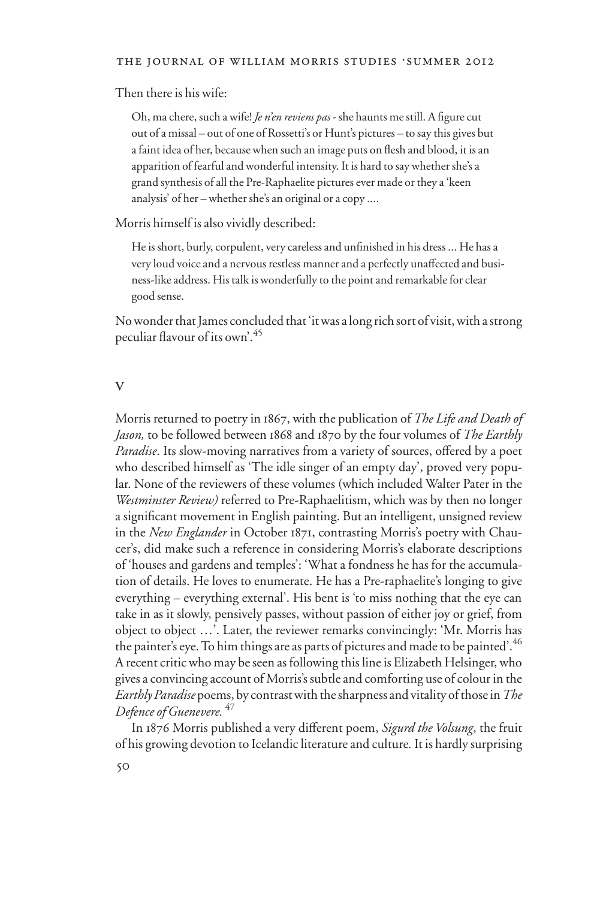Then there is his wife:

> Oh, ma chere, such a wife! *Je n'en reviens pas* - she haunts me still. A figure cut out of a missal – out of one of Rossetti's or Hunt's pictures – to say this gives but a faint idea of her, because when such an image puts on flesh and blood, it is an apparition of fearful and wonderful intensity. It is hard to say whether she's a grand synthesis of all the Pre-Raphaelite pictures ever made or they a 'keen analysis' of her – whether she's an original or a copy ....

Morris himself is also vividly described:

> He is short, burly, corpulent, very careless and unfinished in his dress ... He has a very loud voice and a nervous restless manner and a perfectly unaffected and business-like address. His talk is wonderfully to the point and remarkable for clear good sense.

No wonder that James concluded that 'it was a long rich sort of visit, with a strong peculiar flavour of its own'.[45]

## V

Morris returned to poetry in 1867, with the publication of *The Life and Death of Jason,* to be followed between 1868 and 1870 by the four volumes of *The Earthly Paradise*. Its slow-moving narratives from a variety of sources, offered by a poet who described himself as 'The idle singer of an empty day', proved very popular. None of the reviewers of these volumes (which included Walter Pater in the *Westminster Review)* referred to Pre-Raphaelitism, which was by then no longer a significant movement in English painting. But an intelligent, unsigned review in the *New Englander* in October 1871, contrasting Morris's poetry with Chaucer's, did make such a reference in considering Morris's elaborate descriptions of 'houses and gardens and temples': 'What a fondness he has for the accumulation of details. He loves to enumerate. He has a Pre-raphaelite's longing to give everything – everything external'. His bent is 'to miss nothing that the eye can take in as it slowly, pensively passes, without passion of either joy or grief, from object to object …'. Later, the reviewer remarks convincingly: 'Mr. Morris has the painter's eye. To him things are as parts of pictures and made to be painted'.[46] A recent critic who may be seen as following this line is Elizabeth Helsinger, who gives a convincing account of Morris's subtle and comforting use of colour in the *Earthly Paradise* poems, by contrast with the sharpness and vitality of those in *The Defence of Guenevere.*[47]

In 1876 Morris published a very different poem, *Sigurd the Volsung*, the fruit of his growing devotion to Icelandic literature and culture. It is hardly surprising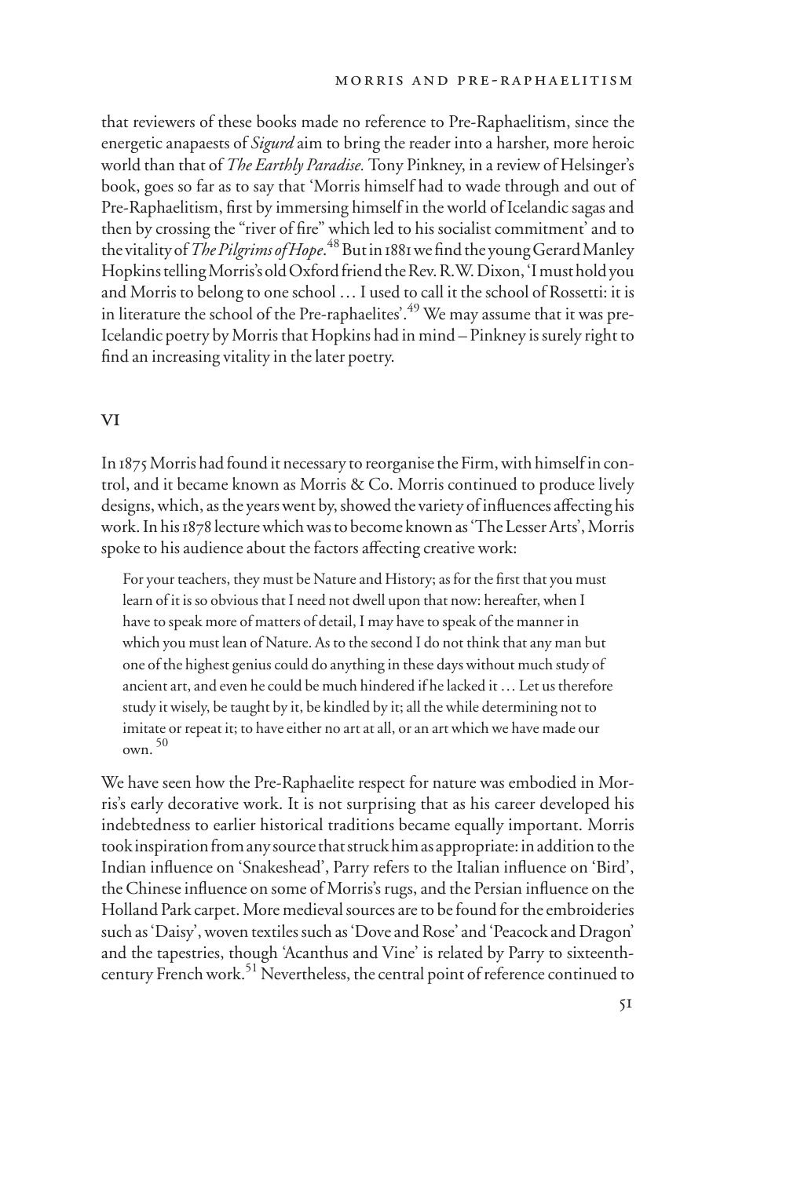that reviewers of these books made no reference to Pre-Raphaelitism, since the energetic anapaests of *Sigurd* aim to bring the reader into a harsher, more heroic world than that of *The Earthly Paradise.* Tony Pinkney, in a review of Helsinger's book, goes so far as to say that 'Morris himself had to wade through and out of Pre-Raphaelitism, first by immersing himself in the world of Icelandic sagas and then by crossing the "river of fire" which led to his socialist commitment' and to the vitality of *The Pilgrims of Hope*.[48] But in 1881 we find the young Gerard Manley Hopkins telling Morris's old Oxford friend the Rev. R.W. Dixon, 'I must hold you and Morris to belong to one school … I used to call it the school of Rossetti: it is in literature the school of the Pre-raphaelites'.[49] We may assume that it was pre-Icelandic poetry by Morris that Hopkins had in mind – Pinkney is surely right to find an increasing vitality in the later poetry.

## VI

In 1875 Morris had found it necessary to reorganise the Firm, with himself in control, and it became known as Morris & Co. Morris continued to produce lively designs, which, as the years went by, showed the variety of influences affecting his work. In his 1878 lecture which was to become known as 'The Lesser Arts', Morris spoke to his audience about the factors affecting creative work:

> For your teachers, they must be Nature and History; as for the first that you must learn of it is so obvious that I need not dwell upon that now: hereafter, when I have to speak more of matters of detail, I may have to speak of the manner in which you must lean of Nature. As to the second I do not think that any man but one of the highest genius could do anything in these days without much study of ancient art, and even he could be much hindered if he lacked it … Let us therefore study it wisely, be taught by it, be kindled by it; all the while determining not to imitate or repeat it; to have either no art at all, or an art which we have made our own. [50]

We have seen how the Pre-Raphaelite respect for nature was embodied in Morris's early decorative work. It is not surprising that as his career developed his indebtedness to earlier historical traditions became equally important. Morris took inspiration from any source that struck him as appropriate: in addition to the Indian influence on 'Snakeshead', Parry refers to the Italian influence on 'Bird', the Chinese influence on some of Morris's rugs, and the Persian influence on the Holland Park carpet. More medieval sources are to be found for the embroideries such as 'Daisy', woven textiles such as 'Dove and Rose' and 'Peacock and Dragon' and the tapestries, though 'Acanthus and Vine' is related by Parry to sixteenth-century French work.[51] Nevertheless, the central point of reference continued to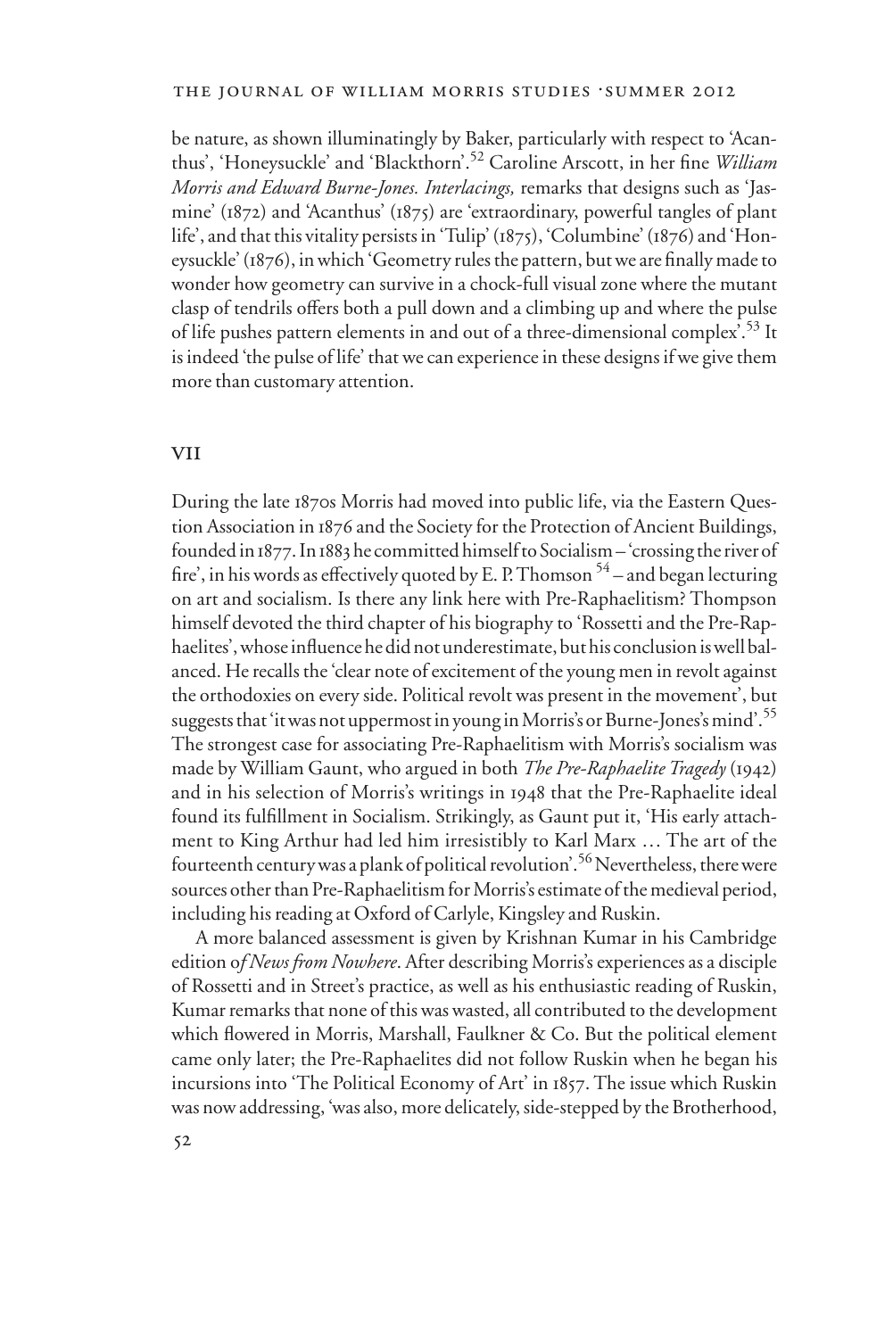be nature, as shown illuminatingly by Baker, particularly with respect to 'Acanthus', 'Honeysuckle' and 'Blackthorn'.[52] Caroline Arscott, in her fine *William Morris and Edward Burne-Jones. Interlacings,* remarks that designs such as 'Jasmine' (1872) and 'Acanthus' (1875) are 'extraordinary, powerful tangles of plant life', and that this vitality persists in 'Tulip' (1875), 'Columbine' (1876) and 'Honeysuckle' (1876), in which 'Geometry rules the pattern, but we are finally made to wonder how geometry can survive in a chock-full visual zone where the mutant clasp of tendrils offers both a pull down and a climbing up and where the pulse of life pushes pattern elements in and out of a three-dimensional complex'.[53] It is indeed 'the pulse of life' that we can experience in these designs if we give them more than customary attention.

## VII

During the late 1870s Morris had moved into public life, via the Eastern Question Association in 1876 and the Society for the Protection of Ancient Buildings, founded in 1877. In 1883 he committed himself to Socialism – 'crossing the river of fire', in his words as effectively quoted by E. P. Thomson [54] – and began lecturing on art and socialism. Is there any link here with Pre-Raphaelitism? Thompson himself devoted the third chapter of his biography to 'Rossetti and the Pre-Raphaelites', whose influence he did not underestimate, but his conclusion is well balanced. He recalls the 'clear note of excitement of the young men in revolt against the orthodoxies on every side. Political revolt was present in the movement', but suggests that 'it was not uppermost in young in Morris's or Burne-Jones's mind'.[55] The strongest case for associating Pre-Raphaelitism with Morris's socialism was made by William Gaunt, who argued in both *The Pre-Raphaelite Tragedy* (1942) and in his selection of Morris's writings in 1948 that the Pre-Raphaelite ideal found its fulfillment in Socialism. Strikingly, as Gaunt put it, 'His early attachment to King Arthur had led him irresistibly to Karl Marx … The art of the fourteenth century was a plank of political revolution'.[56] Nevertheless, there were sources other than Pre-Raphaelitism for Morris's estimate of the medieval period, including his reading at Oxford of Carlyle, Kingsley and Ruskin.

A more balanced assessment is given by Krishnan Kumar in his Cambridge edition o*f News from Nowhere*. After describing Morris's experiences as a disciple of Rossetti and in Street's practice, as well as his enthusiastic reading of Ruskin, Kumar remarks that none of this was wasted, all contributed to the development which flowered in Morris, Marshall, Faulkner & Co. But the political element came only later; the Pre-Raphaelites did not follow Ruskin when he began his incursions into 'The Political Economy of Art' in 1857. The issue which Ruskin was now addressing, 'was also, more delicately, side-stepped by the Brotherhood,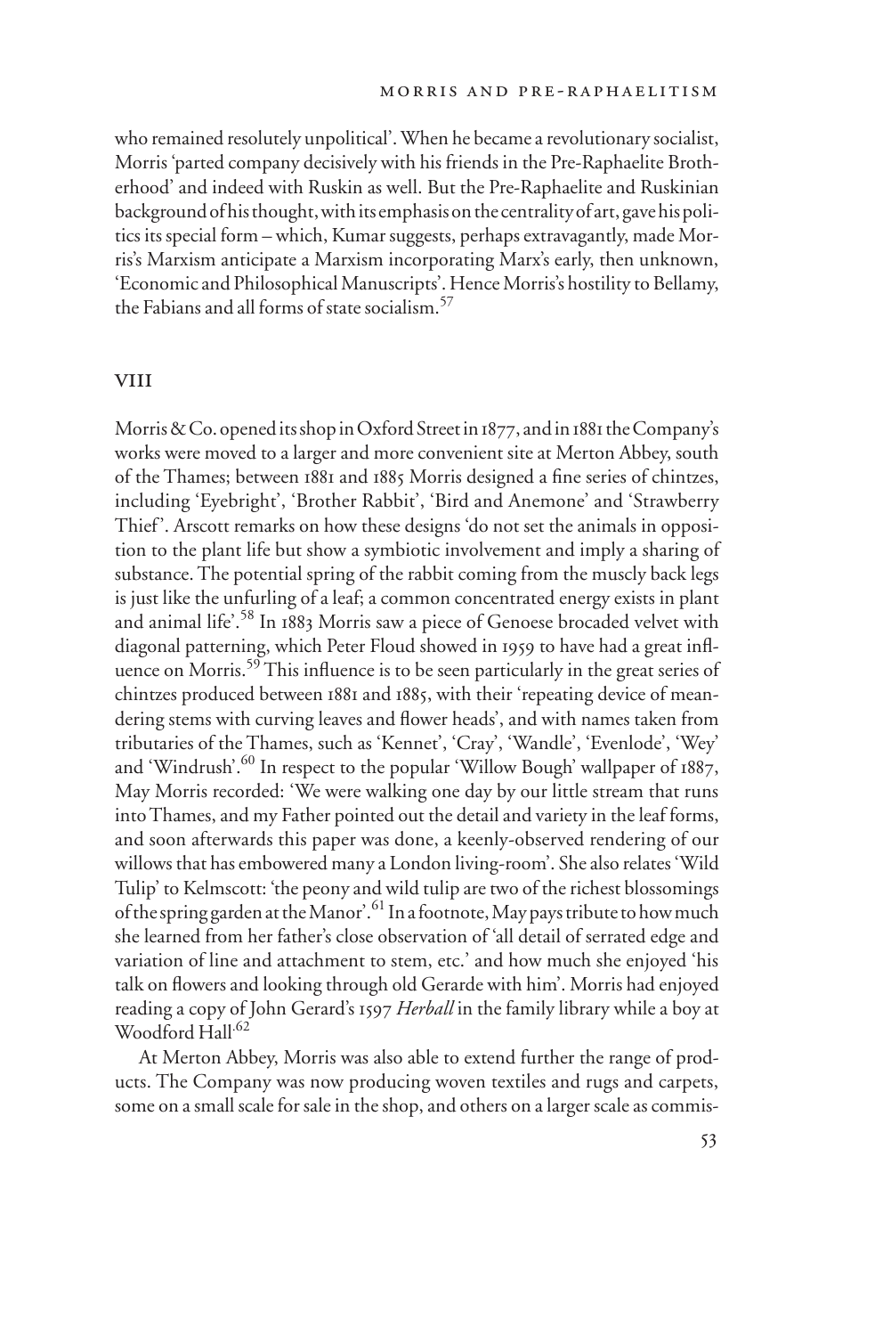who remained resolutely unpolitical'. When he became a revolutionary socialist, Morris 'parted company decisively with his friends in the Pre-Raphaelite Brotherhood' and indeed with Ruskin as well. But the Pre-Raphaelite and Ruskinian background of his thought, with its emphasis on the centrality of art, gave his politics its special form – which, Kumar suggests, perhaps extravagantly, made Morris's Marxism anticipate a Marxism incorporating Marx's early, then unknown, 'Economic and Philosophical Manuscripts'. Hence Morris's hostility to Bellamy, the Fabians and all forms of state socialism.[57]

## VIII

Morris & Co. opened its shop in Oxford Street in 1877, and in 1881 the Company's works were moved to a larger and more convenient site at Merton Abbey, south of the Thames; between 1881 and 1885 Morris designed a fine series of chintzes, including 'Eyebright', 'Brother Rabbit', 'Bird and Anemone' and 'Strawberry Thief'. Arscott remarks on how these designs 'do not set the animals in opposition to the plant life but show a symbiotic involvement and imply a sharing of substance. The potential spring of the rabbit coming from the muscly back legs is just like the unfurling of a leaf; a common concentrated energy exists in plant and animal life'.[58] In 1883 Morris saw a piece of Genoese brocaded velvet with diagonal patterning, which Peter Floud showed in 1959 to have had a great influence on Morris.[59] This influence is to be seen particularly in the great series of chintzes produced between 1881 and 1885, with their 'repeating device of meandering stems with curving leaves and flower heads', and with names taken from tributaries of the Thames, such as 'Kennet', 'Cray', 'Wandle', 'Evenlode', 'Wey' and 'Windrush'.[60] In respect to the popular 'Willow Bough' wallpaper of 1887, May Morris recorded: 'We were walking one day by our little stream that runs into Thames, and my Father pointed out the detail and variety in the leaf forms, and soon afterwards this paper was done, a keenly-observed rendering of our willows that has embowered many a London living-room'. She also relates 'Wild Tulip' to Kelmscott: 'the peony and wild tulip are two of the richest blossomings of the spring garden at the Manor'.[61] In a footnote, May pays tribute to how much she learned from her father's close observation of 'all detail of serrated edge and variation of line and attachment to stem, etc.' and how much she enjoyed 'his talk on flowers and looking through old Gerarde with him'. Morris had enjoyed reading a copy of John Gerard's 1597 *Herball* in the family library while a boy at Woodford Hall.[62]

At Merton Abbey, Morris was also able to extend further the range of products. The Company was now producing woven textiles and rugs and carpets, some on a small scale for sale in the shop, and others on a larger scale as commis-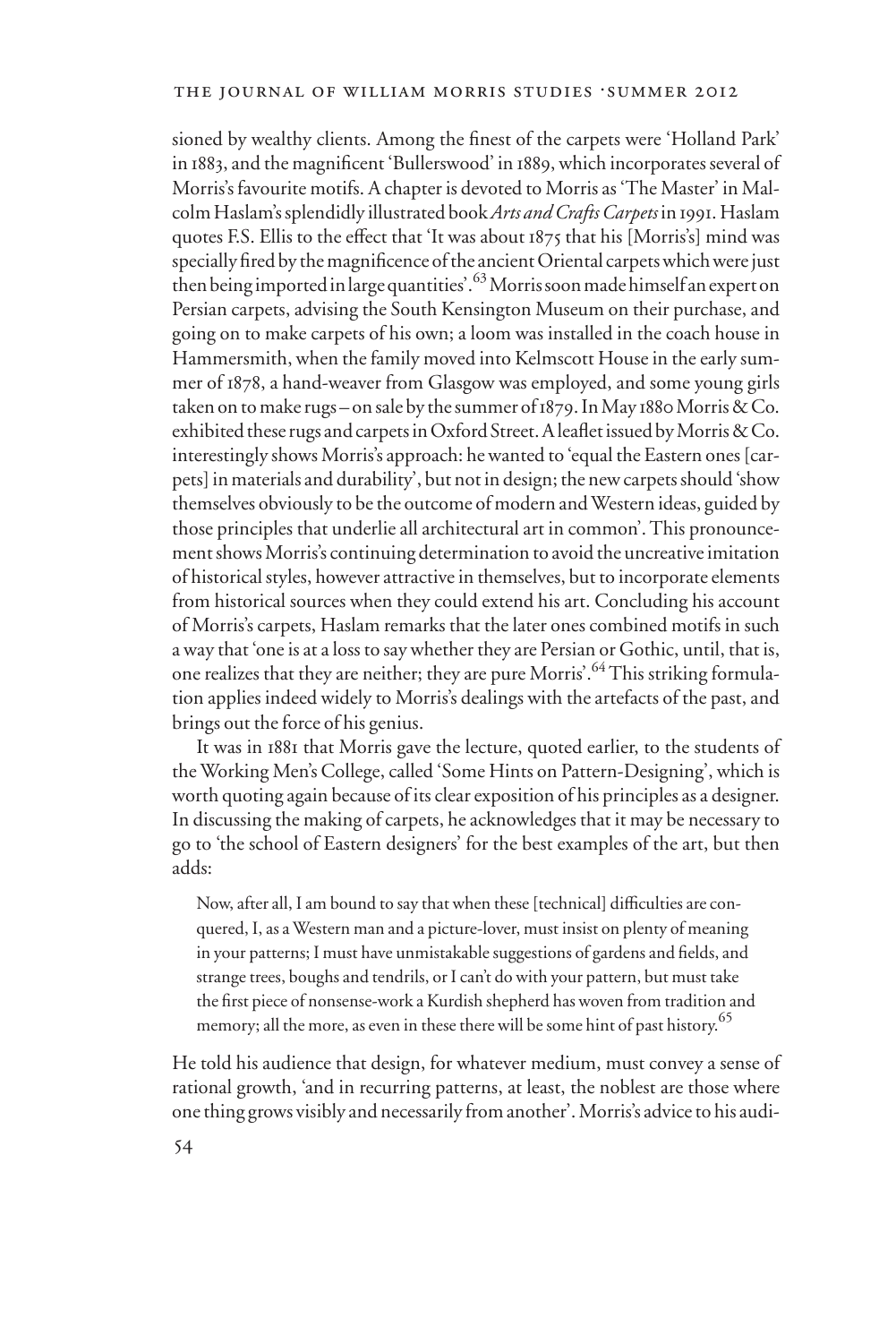sioned by wealthy clients. Among the finest of the carpets were 'Holland Park' in 1883, and the magnificent 'Bullerswood' in 1889, which incorporates several of Morris's favourite motifs. A chapter is devoted to Morris as 'The Master' in Malcolm Haslam's splendidly illustrated book *Arts and Crafts Carpets* in 1991. Haslam quotes F.S. Ellis to the effect that 'It was about 1875 that his [Morris's] mind was specially fired by the magnificence of the ancient Oriental carpets which were just then being imported in large quantities'.[63] Morris soon made himself an expert on Persian carpets, advising the South Kensington Museum on their purchase, and going on to make carpets of his own; a loom was installed in the coach house in Hammersmith, when the family moved into Kelmscott House in the early summer of 1878, a hand-weaver from Glasgow was employed, and some young girls taken on to make rugs – on sale by the summer of 1879. In May 1880 Morris & Co. exhibited these rugs and carpets in Oxford Street. A leaflet issued by Morris & Co. interestingly shows Morris's approach: he wanted to 'equal the Eastern ones [carpets] in materials and durability', but not in design; the new carpets should 'show themselves obviously to be the outcome of modern and Western ideas, guided by those principles that underlie all architectural art in common'. This pronouncement shows Morris's continuing determination to avoid the uncreative imitation of historical styles, however attractive in themselves, but to incorporate elements from historical sources when they could extend his art. Concluding his account of Morris's carpets, Haslam remarks that the later ones combined motifs in such a way that 'one is at a loss to say whether they are Persian or Gothic, until, that is, one realizes that they are neither; they are pure Morris'.[64] This striking formulation applies indeed widely to Morris's dealings with the artefacts of the past, and brings out the force of his genius.

It was in 1881 that Morris gave the lecture, quoted earlier, to the students of the Working Men's College, called 'Some Hints on Pattern-Designing', which is worth quoting again because of its clear exposition of his principles as a designer. In discussing the making of carpets, he acknowledges that it may be necessary to go to 'the school of Eastern designers' for the best examples of the art, but then adds:

> Now, after all, I am bound to say that when these [technical] difficulties are conquered, I, as a Western man and a picture-lover, must insist on plenty of meaning in your patterns; I must have unmistakable suggestions of gardens and fields, and strange trees, boughs and tendrils, or I can't do with your pattern, but must take the first piece of nonsense-work a Kurdish shepherd has woven from tradition and memory; all the more, as even in these there will be some hint of past history.[65]

He told his audience that design, for whatever medium, must convey a sense of rational growth, 'and in recurring patterns, at least, the noblest are those where one thing grows visibly and necessarily from another'. Morris's advice to his audi-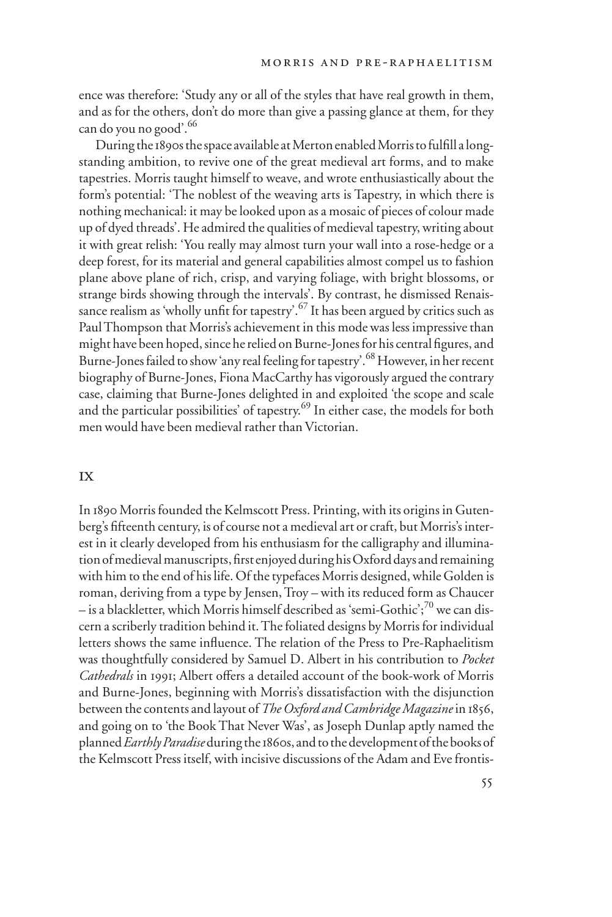ence was therefore: 'Study any or all of the styles that have real growth in them, and as for the others, don't do more than give a passing glance at them, for they can do you no good'.[66]

During the 1890s the space available at Merton enabled Morris to fulfill a long-standing ambition, to revive one of the great medieval art forms, and to make tapestries. Morris taught himself to weave, and wrote enthusiastically about the form's potential: 'The noblest of the weaving arts is Tapestry, in which there is nothing mechanical: it may be looked upon as a mosaic of pieces of colour made up of dyed threads'. He admired the qualities of medieval tapestry, writing about it with great relish: 'You really may almost turn your wall into a rose-hedge or a deep forest, for its material and general capabilities almost compel us to fashion plane above plane of rich, crisp, and varying foliage, with bright blossoms, or strange birds showing through the intervals'. By contrast, he dismissed Renaissance realism as 'wholly unfit for tapestry'.[67] It has been argued by critics such as Paul Thompson that Morris's achievement in this mode was less impressive than might have been hoped, since he relied on Burne-Jones for his central figures, and Burne-Jones failed to show 'any real feeling for tapestry'.[68] However, in her recent biography of Burne-Jones, Fiona MacCarthy has vigorously argued the contrary case, claiming that Burne-Jones delighted in and exploited 'the scope and scale and the particular possibilities' of tapestry.[69] In either case, the models for both men would have been medieval rather than Victorian.

## IX

In 1890 Morris founded the Kelmscott Press. Printing, with its origins in Gutenberg's fifteenth century, is of course not a medieval art or craft, but Morris's interest in it clearly developed from his enthusiasm for the calligraphy and illumination of medieval manuscripts, first enjoyed during his Oxford days and remaining with him to the end of his life. Of the typefaces Morris designed, while Golden is roman, deriving from a type by Jensen, Troy – with its reduced form as Chaucer – is a blackletter, which Morris himself described as 'semi-Gothic';[70] we can discern a scriberly tradition behind it. The foliated designs by Morris for individual letters shows the same influence. The relation of the Press to Pre-Raphaelitism was thoughtfully considered by Samuel D. Albert in his contribution to *Pocket Cathedrals* in 1991; Albert offers a detailed account of the book-work of Morris and Burne-Jones, beginning with Morris's dissatisfaction with the disjunction between the contents and layout of *The Oxford and Cambridge Magazine* in 1856, and going on to 'the Book That Never Was', as Joseph Dunlap aptly named the planned *Earthly Paradise* during the 1860s, and to the development of the books of the Kelmscott Press itself, with incisive discussions of the Adam and Eve frontis-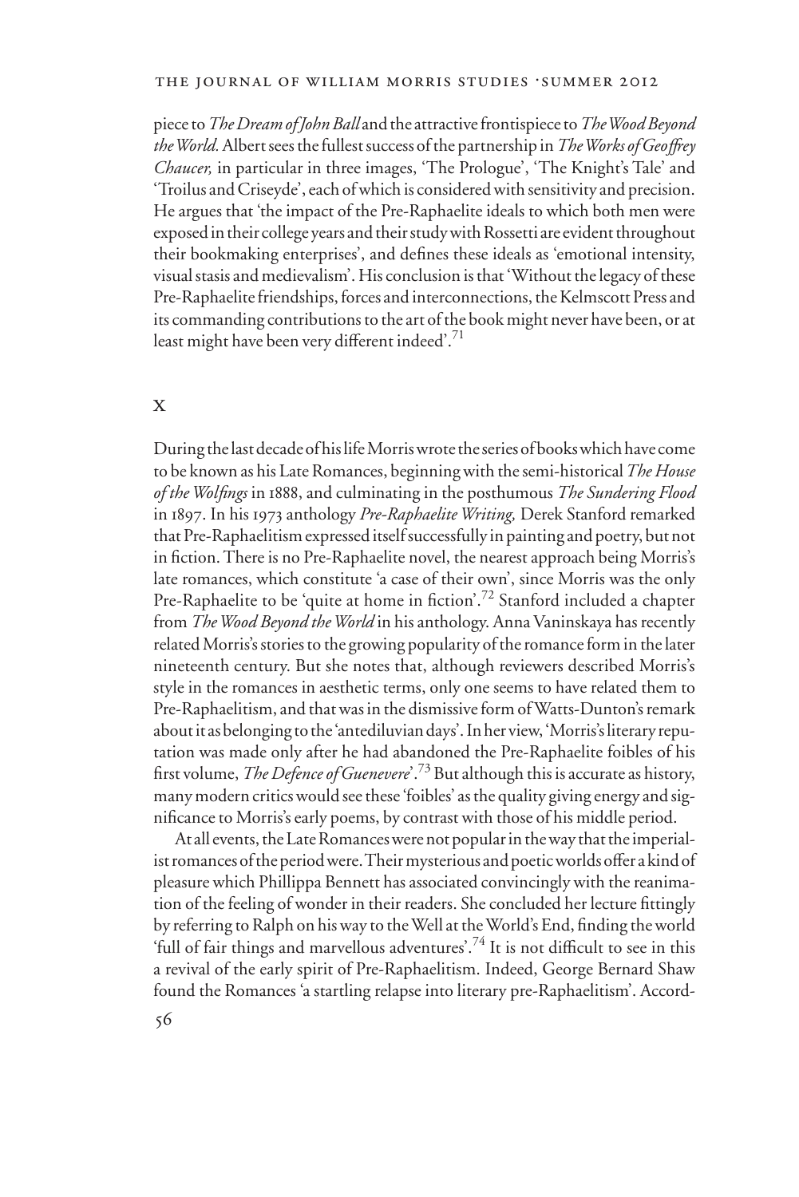piece to *The Dream of John Ball* and the attractive frontispiece to *The Wood Beyond the World.* Albert sees the fullest success of the partnership in *The Works of Geoffrey Chaucer,* in particular in three images, 'The Prologue', 'The Knight's Tale' and 'Troilus and Criseyde', each of which is considered with sensitivity and precision. He argues that 'the impact of the Pre-Raphaelite ideals to which both men were exposed in their college years and their study with Rossetti are evident throughout their bookmaking enterprises', and defines these ideals as 'emotional intensity, visual stasis and medievalism'. His conclusion is that 'Without the legacy of these Pre-Raphaelite friendships, forces and interconnections, the Kelmscott Press and its commanding contributions to the art of the book might never have been, or at least might have been very different indeed'.[71]

## X

During the last decade of his life Morris wrote the series of books which have come to be known as his Late Romances, beginning with the semi-historical *The House of the Wolfings* in 1888, and culminating in the posthumous *The Sundering Flood* in 1897. In his 1973 anthology *Pre-Raphaelite Writing,* Derek Stanford remarked that Pre-Raphaelitism expressed itself successfully in painting and poetry, but not in fiction. There is no Pre-Raphaelite novel, the nearest approach being Morris's late romances, which constitute 'a case of their own', since Morris was the only Pre-Raphaelite to be 'quite at home in fiction'.[72] Stanford included a chapter from *The Wood Beyond the World* in his anthology. Anna Vaninskaya has recently related Morris's stories to the growing popularity of the romance form in the later nineteenth century. But she notes that, although reviewers described Morris's style in the romances in aesthetic terms, only one seems to have related them to Pre-Raphaelitism, and that was in the dismissive form of Watts-Dunton's remark about it as belonging to the 'antediluvian days'. In her view, 'Morris's literary reputation was made only after he had abandoned the Pre-Raphaelite foibles of his first volume, *The Defence of Guenevere*'.[73] But although this is accurate as history, many modern critics would see these 'foibles' as the quality giving energy and significance to Morris's early poems, by contrast with those of his middle period.

At all events, the Late Romances were not popular in the way that the imperialist romances of the period were. Their mysterious and poetic worlds offer a kind of pleasure which Phillippa Bennett has associated convincingly with the reanimation of the feeling of wonder in their readers. She concluded her lecture fittingly by referring to Ralph on his way to the Well at the World's End, finding the world 'full of fair things and marvellous adventures'.[74] It is not difficult to see in this a revival of the early spirit of Pre-Raphaelitism. Indeed, George Bernard Shaw found the Romances 'a startling relapse into literary pre-Raphaelitism'. Accord-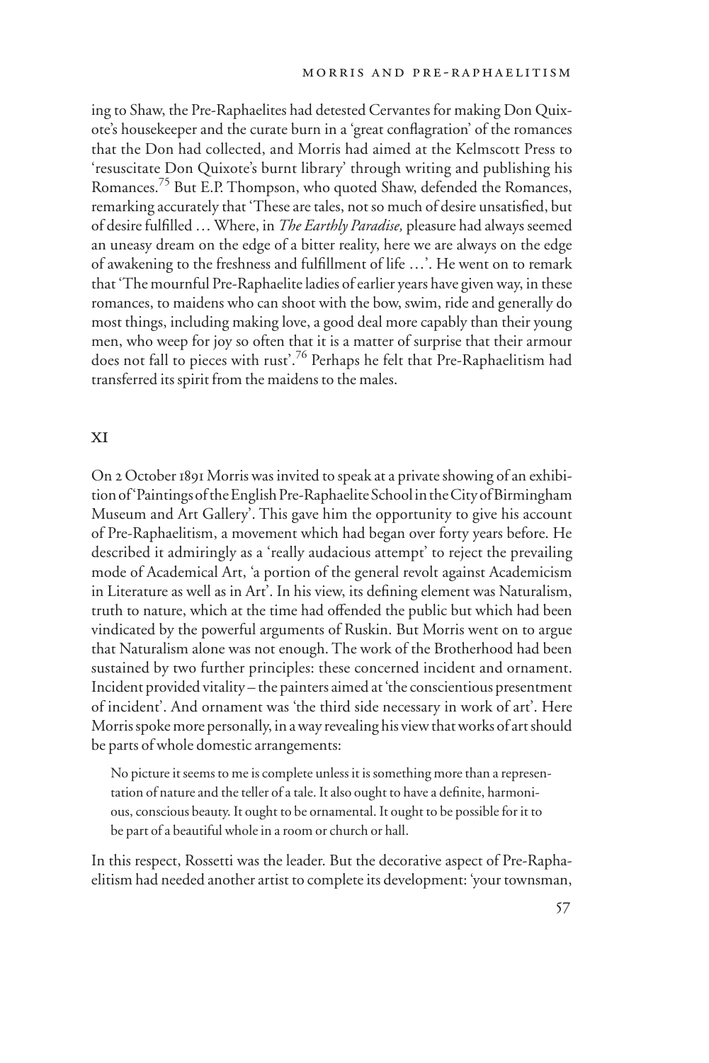ing to Shaw, the Pre-Raphaelites had detested Cervantes for making Don Quixote's housekeeper and the curate burn in a 'great conflagration' of the romances that the Don had collected, and Morris had aimed at the Kelmscott Press to 'resuscitate Don Quixote's burnt library' through writing and publishing his Romances.[75] But E.P. Thompson, who quoted Shaw, defended the Romances, remarking accurately that 'These are tales, not so much of desire unsatisfied, but of desire fulfilled … Where, in *The Earthly Paradise,* pleasure had always seemed an uneasy dream on the edge of a bitter reality, here we are always on the edge of awakening to the freshness and fulfillment of life …'. He went on to remark that 'The mournful Pre-Raphaelite ladies of earlier years have given way, in these romances, to maidens who can shoot with the bow, swim, ride and generally do most things, including making love, a good deal more capably than their young men, who weep for joy so often that it is a matter of surprise that their armour does not fall to pieces with rust'.[76] Perhaps he felt that Pre-Raphaelitism had transferred its spirit from the maidens to the males.

## XI

On 2 October 1891 Morris was invited to speak at a private showing of an exhibition of 'Paintings of the English Pre-Raphaelite School in the City of Birmingham Museum and Art Gallery'. This gave him the opportunity to give his account of Pre-Raphaelitism, a movement which had began over forty years before. He described it admiringly as a 'really audacious attempt' to reject the prevailing mode of Academical Art, 'a portion of the general revolt against Academicism in Literature as well as in Art'. In his view, its defining element was Naturalism, truth to nature, which at the time had offended the public but which had been vindicated by the powerful arguments of Ruskin. But Morris went on to argue that Naturalism alone was not enough. The work of the Brotherhood had been sustained by two further principles: these concerned incident and ornament. Incident provided vitality – the painters aimed at 'the conscientious presentment of incident'. And ornament was 'the third side necessary in work of art'. Here Morris spoke more personally, in a way revealing his view that works of art should be parts of whole domestic arrangements:

> No picture it seems to me is complete unless it is something more than a representation of nature and the teller of a tale. It also ought to have a definite, harmonious, conscious beauty. It ought to be ornamental. It ought to be possible for it to be part of a beautiful whole in a room or church or hall.

In this respect, Rossetti was the leader. But the decorative aspect of Pre-Raphaelitism had needed another artist to complete its development: 'your townsman,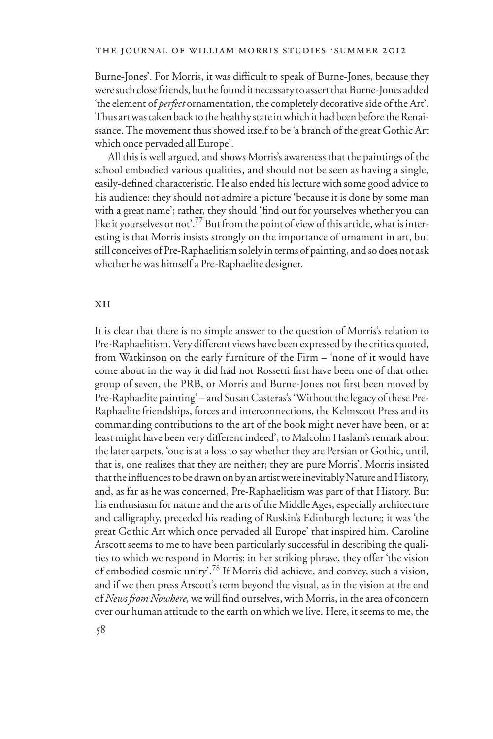Burne-Jones'. For Morris, it was difficult to speak of Burne-Jones, because they were such close friends, but he found it necessary to assert that Burne-Jones added 'the element of *perfect* ornamentation, the completely decorative side of the Art'. Thus art was taken back to the healthy state in which it had been before the Renaissance. The movement thus showed itself to be 'a branch of the great Gothic Art which once pervaded all Europe'.

All this is well argued, and shows Morris's awareness that the paintings of the school embodied various qualities, and should not be seen as having a single, easily-defined characteristic. He also ended his lecture with some good advice to his audience: they should not admire a picture 'because it is done by some man with a great name'; rather, they should 'find out for yourselves whether you can like it yourselves or not'.[77] But from the point of view of this article, what is interesting is that Morris insists strongly on the importance of ornament in art, but still conceives of Pre-Raphaelitism solely in terms of painting, and so does not ask whether he was himself a Pre-Raphaelite designer.

## XII

It is clear that there is no simple answer to the question of Morris's relation to Pre-Raphaelitism. Very different views have been expressed by the critics quoted, from Watkinson on the early furniture of the Firm – 'none of it would have come about in the way it did had not Rossetti first have been one of that other group of seven, the PRB, or Morris and Burne-Jones not first been moved by Pre-Raphaelite painting' – and Susan Casteras's 'Without the legacy of these Pre-Raphaelite friendships, forces and interconnections, the Kelmscott Press and its commanding contributions to the art of the book might never have been, or at least might have been very different indeed', to Malcolm Haslam's remark about the later carpets, 'one is at a loss to say whether they are Persian or Gothic, until, that is, one realizes that they are neither; they are pure Morris'. Morris insisted that the influences to be drawn on by an artist were inevitably Nature and History, and, as far as he was concerned, Pre-Raphaelitism was part of that History. But his enthusiasm for nature and the arts of the Middle Ages, especially architecture and calligraphy, preceded his reading of Ruskin's Edinburgh lecture; it was 'the great Gothic Art which once pervaded all Europe' that inspired him. Caroline Arscott seems to me to have been particularly successful in describing the qualities to which we respond in Morris; in her striking phrase, they offer 'the vision of embodied cosmic unity'.[78] If Morris did achieve, and convey, such a vision, and if we then press Arscott's term beyond the visual, as in the vision at the end of *News from Nowhere,* we will find ourselves, with Morris, in the area of concern over our human attitude to the earth on which we live. Here, it seems to me, the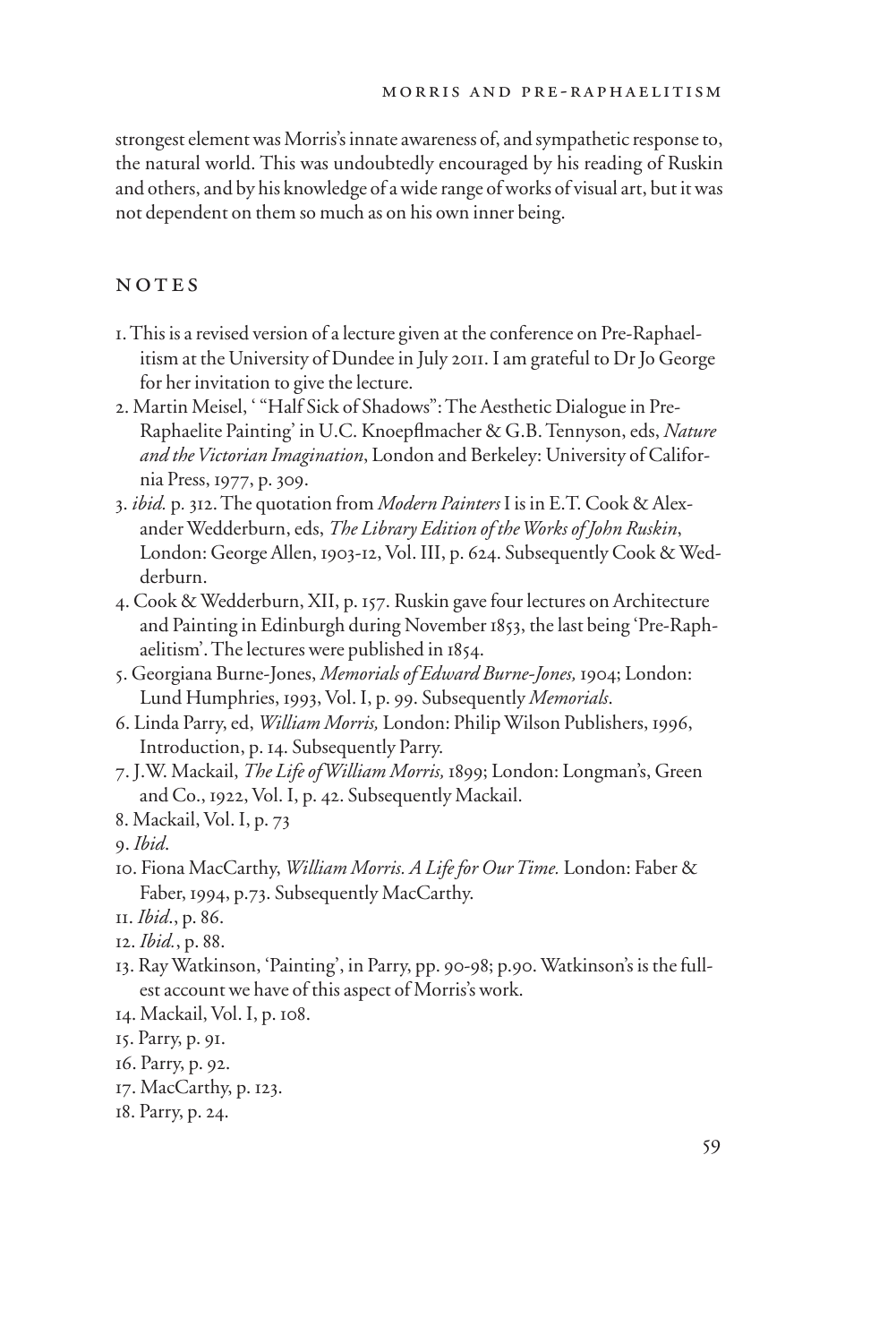strongest element was Morris's innate awareness of, and sympathetic response to, the natural world. This was undoubtedly encouraged by his reading of Ruskin and others, and by his knowledge of a wide range of works of visual art, but it was not dependent on them so much as on his own inner being.

## NOTES

1. This is a revised version of a lecture given at the conference on Pre-Raphaelitism at the University of Dundee in July 2011. I am grateful to Dr Jo George for her invitation to give the lecture.
2. Martin Meisel, ' "Half Sick of Shadows": The Aesthetic Dialogue in Pre-Raphaelite Painting' in U.C. Knoepflmacher & G.B. Tennyson, eds, *Nature and the Victorian Imagination*, London and Berkeley: University of California Press, 1977, p. 309.
3. *ibid.* p. 312. The quotation from *Modern Painters* I is in E.T. Cook & Alexander Wedderburn, eds, *The Library Edition of the Works of John Ruskin*, London: George Allen, 1903-12, Vol. III, p. 624. Subsequently Cook & Wedderburn.
4. Cook & Wedderburn, XII, p. 157. Ruskin gave four lectures on Architecture and Painting in Edinburgh during November 1853, the last being 'Pre-Raphaelitism'. The lectures were published in 1854.
5. Georgiana Burne-Jones, *Memorials of Edward Burne-Jones,* 1904; London: Lund Humphries, 1993, Vol. I, p. 99. Subsequently *Memorials*.
6. Linda Parry, ed, *William Morris,* London: Philip Wilson Publishers, 1996, Introduction, p. 14. Subsequently Parry.
7. J.W. Mackail, *The Life of William Morris,* 1899; London: Longman's, Green and Co., 1922, Vol. I, p. 42. Subsequently Mackail.
8. Mackail, Vol. I, p. 73
9. *Ibid*.
10. Fiona MacCarthy, *William Morris. A Life for Our Time.* London: Faber & Faber, 1994, p.73. Subsequently MacCarthy.
11. *Ibid.*, p. 86.
12. *Ibid.*, p. 88.
13. Ray Watkinson, 'Painting', in Parry, pp. 90-98; p.90. Watkinson's is the fullest account we have of this aspect of Morris's work.
14. Mackail, Vol. I, p. 108.
15. Parry, p. 91.
16. Parry, p. 92.
17. MacCarthy, p. 123.
18. Parry, p. 24.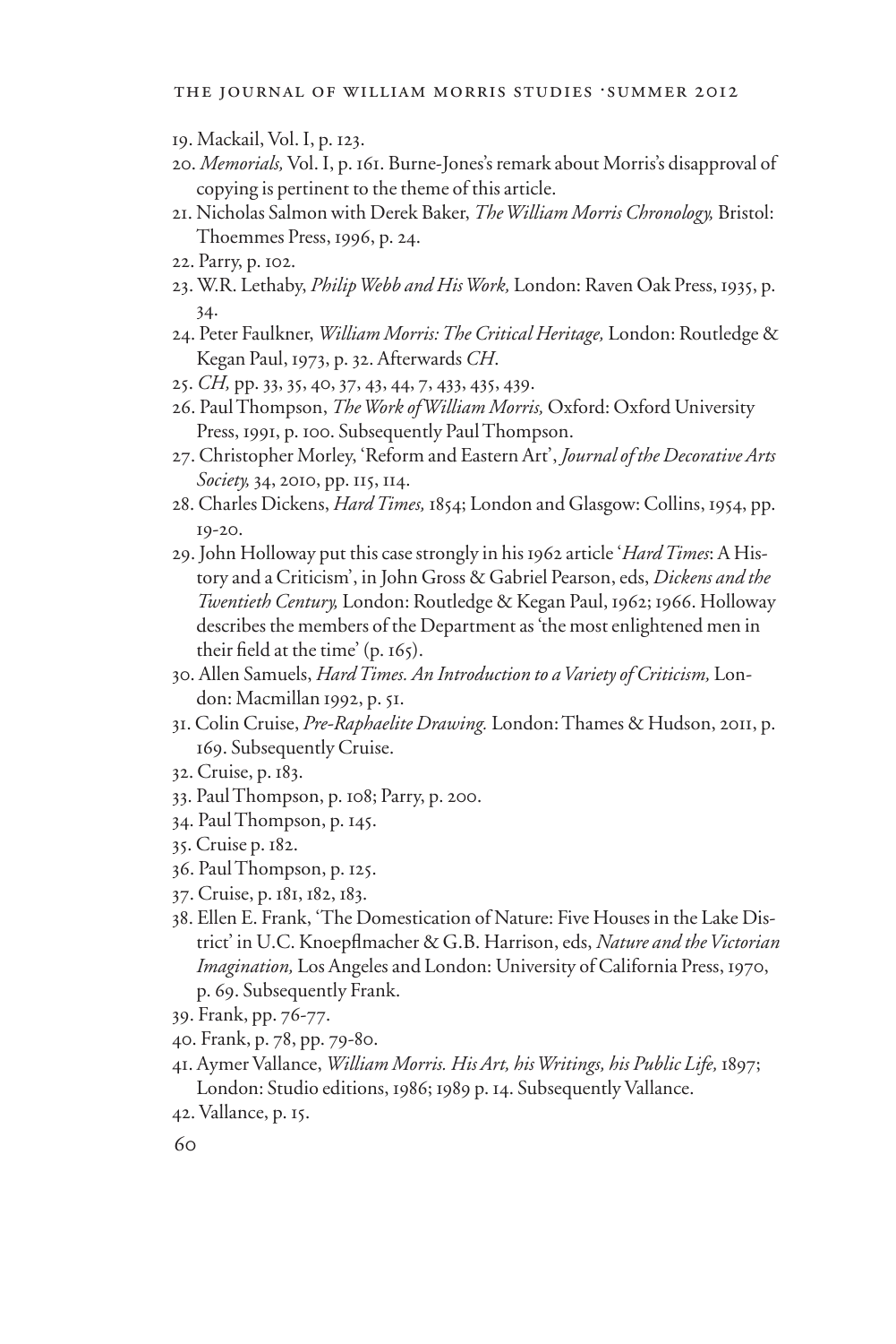19. Mackail, Vol. I, p. 123.

20. *Memorials,* Vol. I, p. 161. Burne-Jones's remark about Morris's disapproval of copying is pertinent to the theme of this article.

21. Nicholas Salmon with Derek Baker, *The William Morris Chronology,* Bristol: Thoemmes Press, 1996, p. 24.

22. Parry, p. 102.

23. W.R. Lethaby, *Philip Webb and His Work,* London: Raven Oak Press, 1935, p. 34.

24. Peter Faulkner, *William Morris: The Critical Heritage,* London: Routledge & Kegan Paul, 1973, p. 32. Afterwards *CH*.

25. *CH,* pp. 33, 35, 40, 37, 43, 44, 7, 433, 435, 439.

26. Paul Thompson, *The Work of William Morris,* Oxford: Oxford University Press, 1991, p. 100. Subsequently Paul Thompson.

27. Christopher Morley, 'Reform and Eastern Art', *Journal of the Decorative Arts Society,* 34, 2010, pp. 115, 114.

28. Charles Dickens, *Hard Times,* 1854; London and Glasgow: Collins, 1954, pp. 19-20.

29. John Holloway put this case strongly in his 1962 article '*Hard Times*: A History and a Criticism', in John Gross & Gabriel Pearson, eds, *Dickens and the Twentieth Century,* London: Routledge & Kegan Paul, 1962; 1966. Holloway describes the members of the Department as 'the most enlightened men in their field at the time' (p. 165).

30. Allen Samuels, *Hard Times. An Introduction to a Variety of Criticism,* London: Macmillan 1992, p. 51.

31. Colin Cruise, *Pre-Raphaelite Drawing.* London: Thames & Hudson, 2011, p. 169. Subsequently Cruise.

32. Cruise, p. 183.

33. Paul Thompson, p. 108; Parry, p. 200.

34. Paul Thompson, p. 145.

35. Cruise p. 182.

36. Paul Thompson, p. 125.

37. Cruise, p. 181, 182, 183.

38. Ellen E. Frank, 'The Domestication of Nature: Five Houses in the Lake District' in U.C. Knoepflmacher & G.B. Harrison, eds, *Nature and the Victorian Imagination,* Los Angeles and London: University of California Press, 1970, p. 69. Subsequently Frank.

39. Frank, pp. 76-77.

40. Frank, p. 78, pp. 79-80.

41. Aymer Vallance, *William Morris. His Art, his Writings, his Public Life,* 1897; London: Studio editions, 1986; 1989 p. 14. Subsequently Vallance.

42. Vallance, p. 15.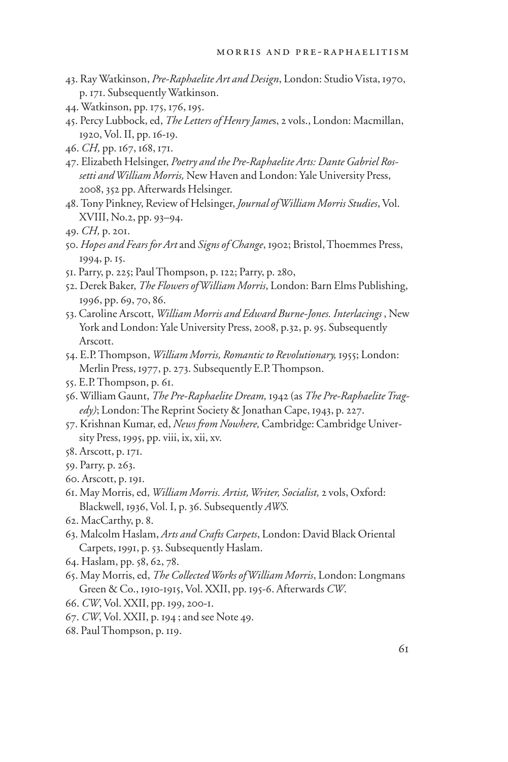43. Ray Watkinson, *Pre-Raphaelite Art and Design*, London: Studio Vista, 1970, p. 171. Subsequently Watkinson.
44. Watkinson, pp. 175, 176, 195.
45. Percy Lubbock, ed, *The Letters of Henry James*, 2 vols., London: Macmillan, 1920, Vol. II, pp. 16-19.
46. *CH,* pp. 167, 168, 171.
47. Elizabeth Helsinger, *Poetry and the Pre-Raphaelite Arts: Dante Gabriel Rossetti and William Morris,* New Haven and London: Yale University Press, 2008, 352 pp. Afterwards Helsinger.
48. Tony Pinkney, Review of Helsinger, *Journal of William Morris Studies*, Vol. XVIII, No.2, pp. 93–94.
49. *CH,* p. 201.
50. *Hopes and Fears for Art* and *Signs of Change*, 1902; Bristol, Thoemmes Press, 1994, p. 15.
51. Parry, p. 225; Paul Thompson, p. 122; Parry, p. 280,
52. Derek Baker, *The Flowers of William Morris*, London: Barn Elms Publishing, 1996, pp. 69, 70, 86.
53. Caroline Arscott, *William Morris and Edward Burne-Jones. Interlacings* , New York and London: Yale University Press, 2008, p.32, p. 95. Subsequently Arscott.
54. E.P. Thompson, *William Morris, Romantic to Revolutionary,* 1955; London: Merlin Press, 1977, p. 273. Subsequently E.P. Thompson.
55. E.P. Thompson, p. 61.
56. William Gaunt, *The Pre-Raphaelite Dream,* 1942 (as *The Pre-Raphaelite Tragedy)*; London: The Reprint Society & Jonathan Cape, 1943, p. 227.
57. Krishnan Kumar, ed, *News from Nowhere,* Cambridge: Cambridge University Press, 1995, pp. viii, ix, xii, xv.
58. Arscott, p. 171.
59. Parry, p. 263.
60. Arscott, p. 191.
61. May Morris, ed, *William Morris. Artist, Writer, Socialist,* 2 vols, Oxford: Blackwell, 1936, Vol. I, p. 36. Subsequently *AWS.*
62. MacCarthy, p. 8.
63. Malcolm Haslam, *Arts and Crafts Carpets*, London: David Black Oriental Carpets, 1991, p. 53. Subsequently Haslam.
64. Haslam, pp. 58, 62, 78.
65. May Morris, ed, *The Collected Works of William Morris*, London: Longmans Green & Co., 1910-1915, Vol. XXII, pp. 195-6. Afterwards *CW*.
66. *CW*, Vol. XXII, pp. 199, 200-1.
67. *CW*, Vol. XXII, p. 194 ; and see Note 49.
68. Paul Thompson, p. 119.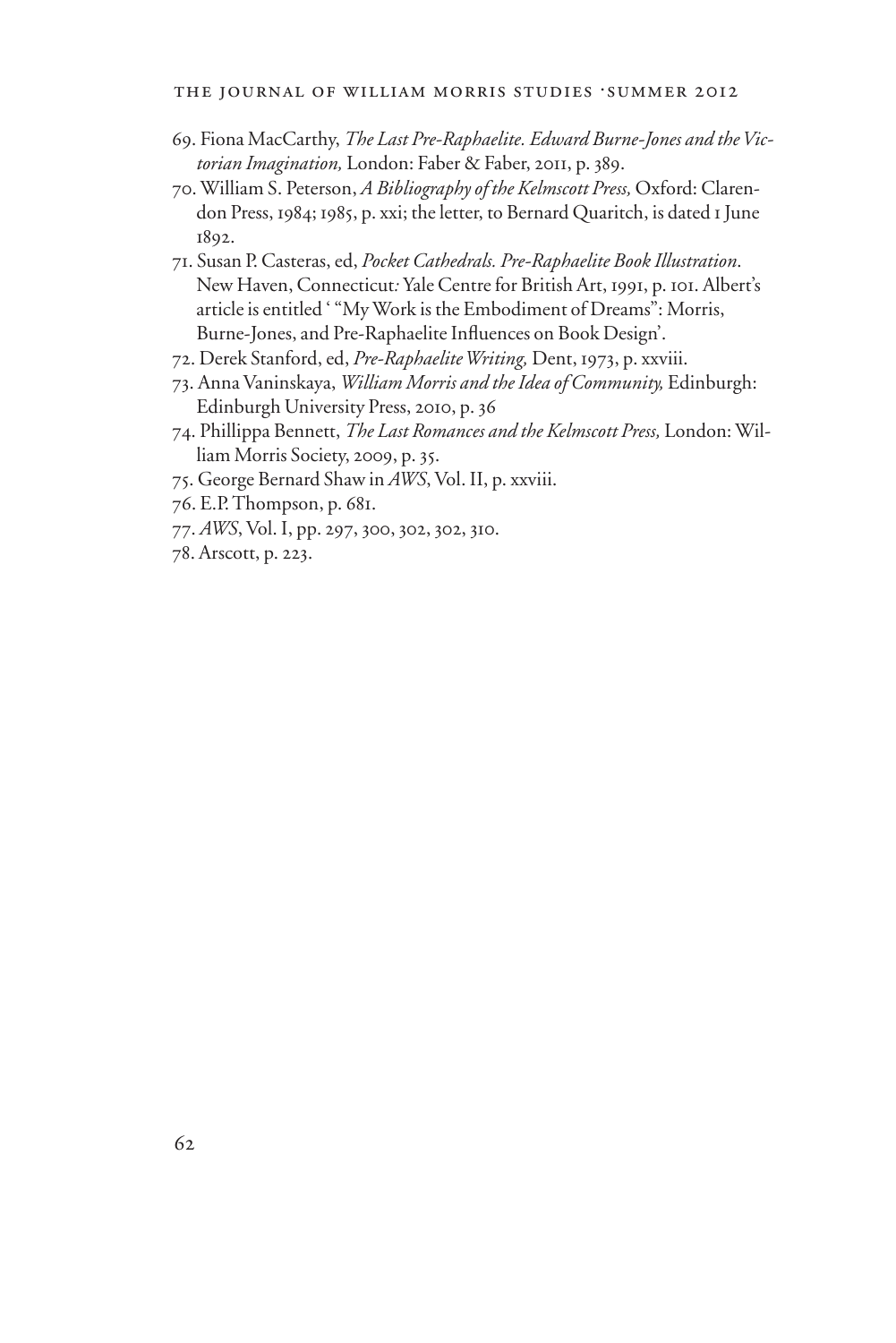69. Fiona MacCarthy, *The Last Pre-Raphaelite. Edward Burne-Jones and the Victorian Imagination,* London: Faber & Faber, 2011, p. 389.

70. William S. Peterson, *A Bibliography of the Kelmscott Press,* Oxford: Clarendon Press, 1984; 1985, p. xxi; the letter, to Bernard Quaritch, is dated 1 June 1892.

71. Susan P. Casteras, ed, *Pocket Cathedrals. Pre-Raphaelite Book Illustration*. New Haven, Connecticut: Yale Centre for British Art, 1991, p. 101. Albert's article is entitled ' "My Work is the Embodiment of Dreams": Morris, Burne-Jones, and Pre-Raphaelite Influences on Book Design'.

72. Derek Stanford, ed, *Pre-Raphaelite Writing,* Dent, 1973, p. xxviii.

73. Anna Vaninskaya, *William Morris and the Idea of Community,* Edinburgh: Edinburgh University Press, 2010, p. 36

74. Phillippa Bennett, *The Last Romances and the Kelmscott Press,* London: William Morris Society, 2009, p. 35.

75. George Bernard Shaw in *AWS*, Vol. II, p. xxviii.

76. E.P. Thompson, p. 681.

77. *AWS*, Vol. I, pp. 297, 300, 302, 302, 310.

78. Arscott, p. 223.